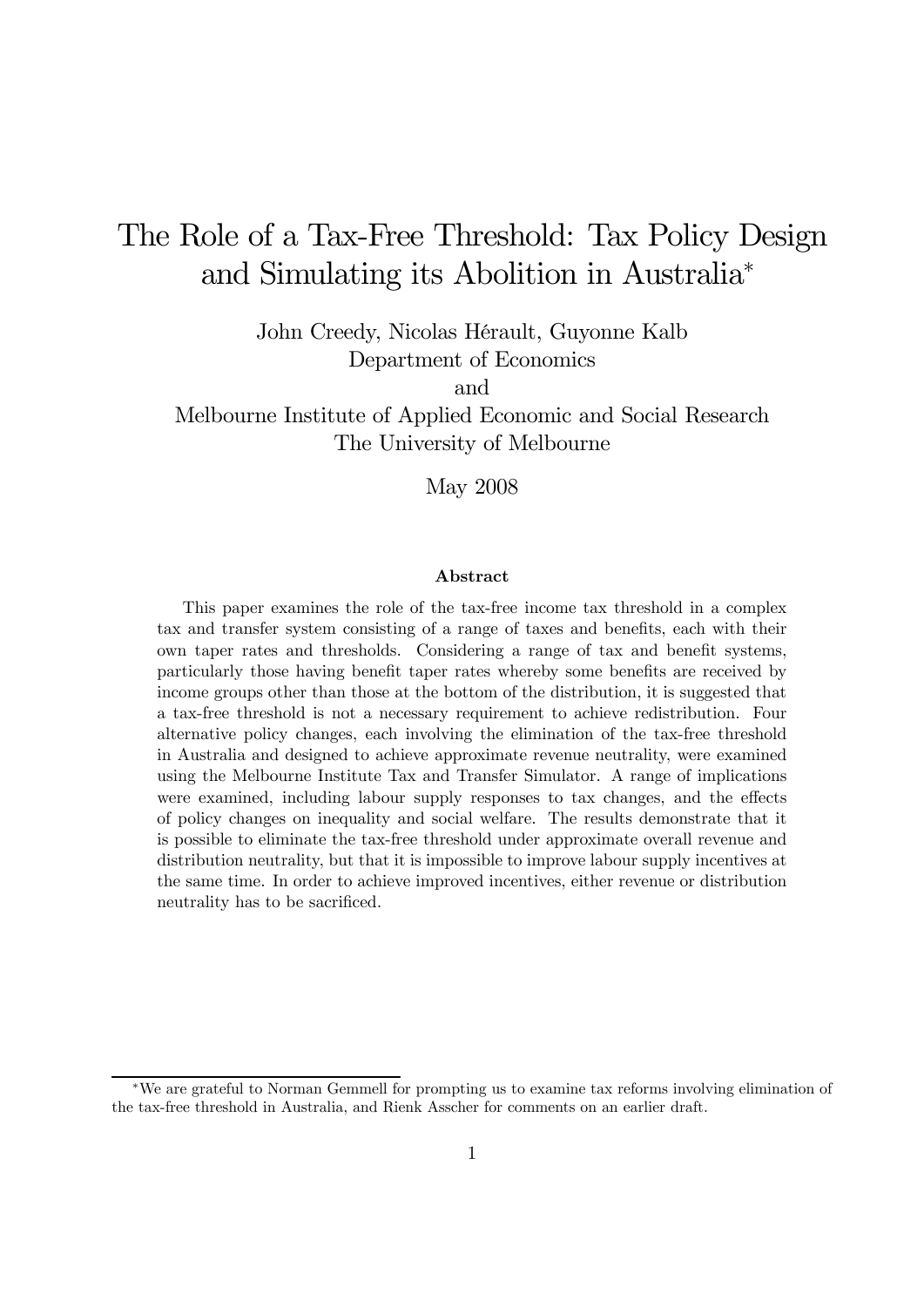# The Role of a Tax-Free Threshold: Tax Policy Design and Simulating its Abolition in Australia*

John Creedy, Nicolas Hérault, Guyonne Kalb
Department of Economics
and
Melbourne Institute of Applied Economic and Social Research
The University of Melbourne

May 2008

### Abstract

This paper examines the role of the tax-free income tax threshold in a complex tax and transfer system consisting of a range of taxes and benefits, each with their own taper rates and thresholds. Considering a range of tax and benefit systems, particularly those having benefit taper rates whereby some benefits are received by income groups other than those at the bottom of the distribution, it is suggested that a tax-free threshold is not a necessary requirement to achieve redistribution. Four alternative policy changes, each involving the elimination of the tax-free threshold in Australia and designed to achieve approximate revenue neutrality, were examined using the Melbourne Institute Tax and Transfer Simulator. A range of implications were examined, including labour supply responses to tax changes, and the effects of policy changes on inequality and social welfare. The results demonstrate that it is possible to eliminate the tax-free threshold under approximate overall revenue and distribution neutrality, but that it is impossible to improve labour supply incentives at the same time. In order to achieve improved incentives, either revenue or distribution neutrality has to be sacrificed.

---

*We are grateful to Norman Gemmell for prompting us to examine tax reforms involving elimination of the tax-free threshold in Australia, and Rienk Asscher for comments on an earlier draft.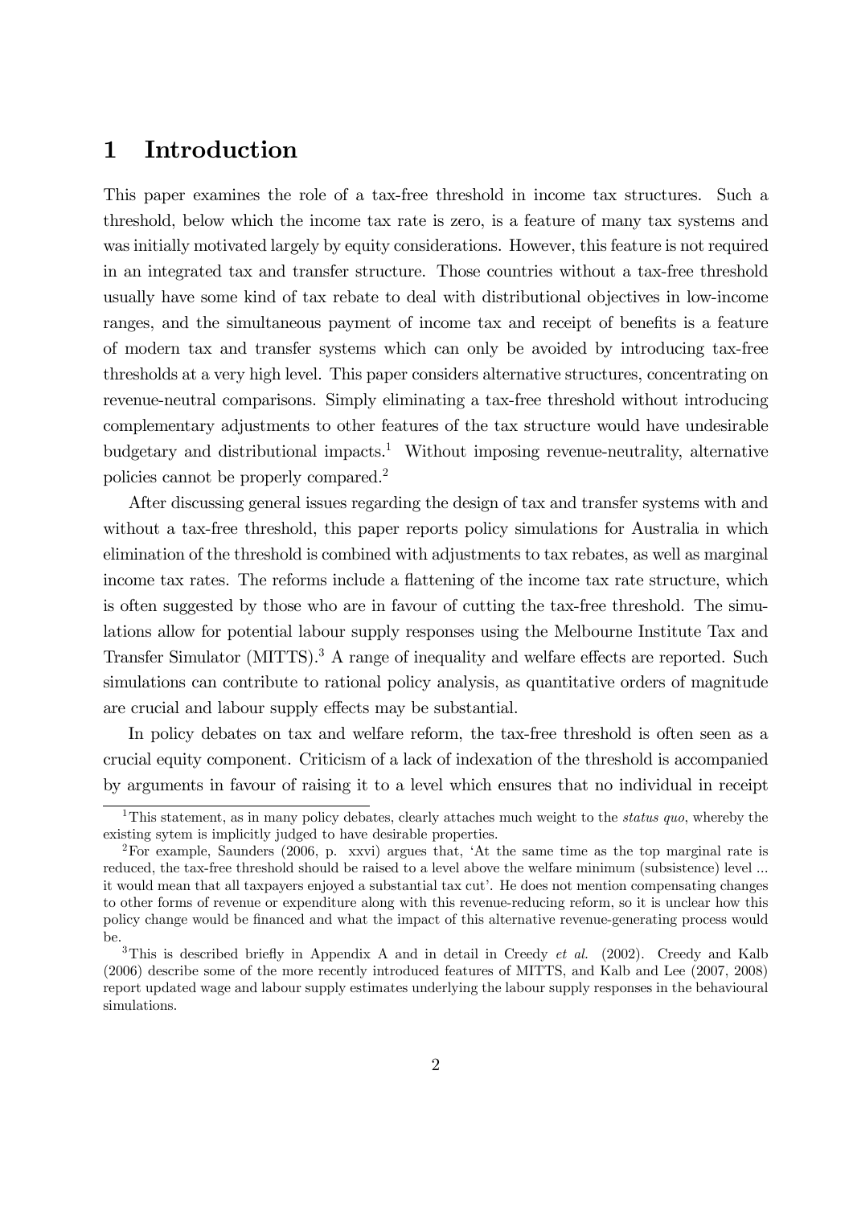# 1 Introduction

This paper examines the role of a tax-free threshold in income tax structures. Such a threshold, below which the income tax rate is zero, is a feature of many tax systems and was initially motivated largely by equity considerations. However, this feature is not required in an integrated tax and transfer structure. Those countries without a tax-free threshold usually have some kind of tax rebate to deal with distributional objectives in low-income ranges, and the simultaneous payment of income tax and receipt of benefits is a feature of modern tax and transfer systems which can only be avoided by introducing tax-free thresholds at a very high level. This paper considers alternative structures, concentrating on revenue-neutral comparisons. Simply eliminating a tax-free threshold without introducing complementary adjustments to other features of the tax structure would have undesirable budgetary and distributional impacts.[1] Without imposing revenue-neutrality, alternative policies cannot be properly compared.[2]

After discussing general issues regarding the design of tax and transfer systems with and without a tax-free threshold, this paper reports policy simulations for Australia in which elimination of the threshold is combined with adjustments to tax rebates, as well as marginal income tax rates. The reforms include a flattening of the income tax rate structure, which is often suggested by those who are in favour of cutting the tax-free threshold. The simulations allow for potential labour supply responses using the Melbourne Institute Tax and Transfer Simulator (MITTS).[3] A range of inequality and welfare effects are reported. Such simulations can contribute to rational policy analysis, as quantitative orders of magnitude are crucial and labour supply effects may be substantial.

In policy debates on tax and welfare reform, the tax-free threshold is often seen as a crucial equity component. Criticism of a lack of indexation of the threshold is accompanied by arguments in favour of raising it to a level which ensures that no individual in receipt

---

[1] This statement, as in many policy debates, clearly attaches much weight to the *status quo*, whereby the existing sytem is implicitly judged to have desirable properties.

[2] For example, Saunders (2006, p. xxvi) argues that, 'At the same time as the top marginal rate is reduced, the tax-free threshold should be raised to a level above the welfare minimum (subsistence) level ... it would mean that all taxpayers enjoyed a substantial tax cut'. He does not mention compensating changes to other forms of revenue or expenditure along with this revenue-reducing reform, so it is unclear how this policy change would be financed and what the impact of this alternative revenue-generating process would be.

[3] This is described briefly in Appendix A and in detail in Creedy *et al.* (2002). Creedy and Kalb (2006) describe some of the more recently introduced features of MITTS, and Kalb and Lee (2007, 2008) report updated wage and labour supply estimates underlying the labour supply responses in the behavioural simulations.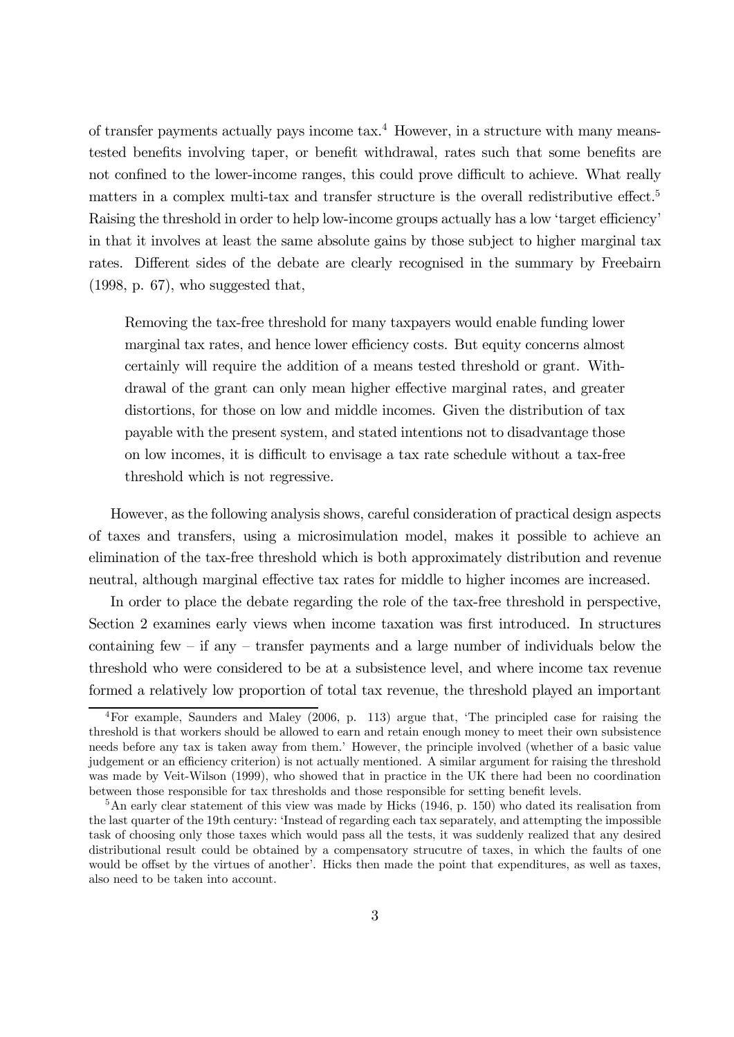of transfer payments actually pays income tax.[4] However, in a structure with many means-tested benefits involving taper, or benefit withdrawal, rates such that some benefits are not confined to the lower-income ranges, this could prove difficult to achieve. What really matters in a complex multi-tax and transfer structure is the overall redistributive effect.[5] Raising the threshold in order to help low-income groups actually has a low 'target efficiency' in that it involves at least the same absolute gains by those subject to higher marginal tax rates. Different sides of the debate are clearly recognised in the summary by Freebairn (1998, p. 67), who suggested that,

> Removing the tax-free threshold for many taxpayers would enable funding lower marginal tax rates, and hence lower efficiency costs. But equity concerns almost certainly will require the addition of a means tested threshold or grant. Withdrawal of the grant can only mean higher effective marginal rates, and greater distortions, for those on low and middle incomes. Given the distribution of tax payable with the present system, and stated intentions not to disadvantage those on low incomes, it is difficult to envisage a tax rate schedule without a tax-free threshold which is not regressive.

However, as the following analysis shows, careful consideration of practical design aspects of taxes and transfers, using a microsimulation model, makes it possible to achieve an elimination of the tax-free threshold which is both approximately distribution and revenue neutral, although marginal effective tax rates for middle to higher incomes are increased.

In order to place the debate regarding the role of the tax-free threshold in perspective, Section 2 examines early views when income taxation was first introduced. In structures containing few – if any – transfer payments and a large number of individuals below the threshold who were considered to be at a subsistence level, and where income tax revenue formed a relatively low proportion of total tax revenue, the threshold played an important

---

[4] For example, Saunders and Maley (2006, p. 113) argue that, 'The principled case for raising the threshold is that workers should be allowed to earn and retain enough money to meet their own subsistence needs before any tax is taken away from them.' However, the principle involved (whether of a basic value judgement or an efficiency criterion) is not actually mentioned. A similar argument for raising the threshold was made by Veit-Wilson (1999), who showed that in practice in the UK there had been no coordination between those responsible for tax thresholds and those responsible for setting benefit levels.

[5] An early clear statement of this view was made by Hicks (1946, p. 150) who dated its realisation from the last quarter of the 19th century: 'Instead of regarding each tax separately, and attempting the impossible task of choosing only those taxes which would pass all the tests, it was suddenly realized that any desired distributional result could be obtained by a compensatory strucutre of taxes, in which the faults of one would be offset by the virtues of another'. Hicks then made the point that expenditures, as well as taxes, also need to be taken into account.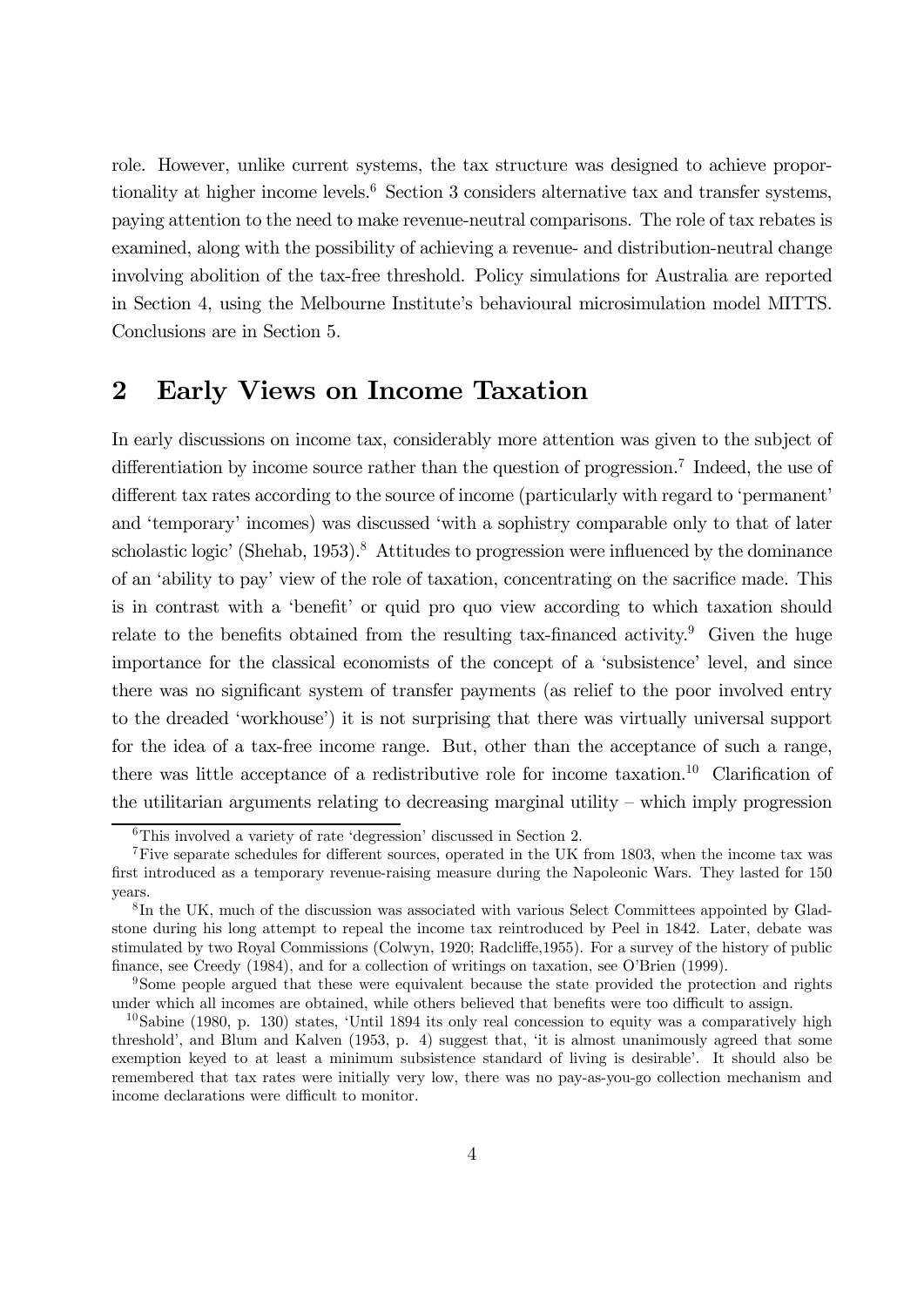role. However, unlike current systems, the tax structure was designed to achieve proportionality at higher income levels.[6] Section 3 considers alternative tax and transfer systems, paying attention to the need to make revenue-neutral comparisons. The role of tax rebates is examined, along with the possibility of achieving a revenue- and distribution-neutral change involving abolition of the tax-free threshold. Policy simulations for Australia are reported in Section 4, using the Melbourne Institute's behavioural microsimulation model MITTS. Conclusions are in Section 5.

## 2 Early Views on Income Taxation

In early discussions on income tax, considerably more attention was given to the subject of differentiation by income source rather than the question of progression.[7] Indeed, the use of different tax rates according to the source of income (particularly with regard to 'permanent' and 'temporary' incomes) was discussed 'with a sophistry comparable only to that of later scholastic logic' (Shehab, 1953).[8] Attitudes to progression were influenced by the dominance of an 'ability to pay' view of the role of taxation, concentrating on the sacrifice made. This is in contrast with a 'benefit' or quid pro quo view according to which taxation should relate to the benefits obtained from the resulting tax-financed activity.[9] Given the huge importance for the classical economists of the concept of a 'subsistence' level, and since there was no significant system of transfer payments (as relief to the poor involved entry to the dreaded 'workhouse') it is not surprising that there was virtually universal support for the idea of a tax-free income range. But, other than the acceptance of such a range, there was little acceptance of a redistributive role for income taxation.[10] Clarification of the utilitarian arguments relating to decreasing marginal utility – which imply progression

---

[6] This involved a variety of rate 'degression' discussed in Section 2.

[7] Five separate schedules for different sources, operated in the UK from 1803, when the income tax was first introduced as a temporary revenue-raising measure during the Napoleonic Wars. They lasted for 150 years.

[8] In the UK, much of the discussion was associated with various Select Committees appointed by Gladstone during his long attempt to repeal the income tax reintroduced by Peel in 1842. Later, debate was stimulated by two Royal Commissions (Colwyn, 1920; Radcliffe,1955). For a survey of the history of public finance, see Creedy (1984), and for a collection of writings on taxation, see O'Brien (1999).

[9] Some people argued that these were equivalent because the state provided the protection and rights under which all incomes are obtained, while others believed that benefits were too difficult to assign.

[10] Sabine (1980, p. 130) states, 'Until 1894 its only real concession to equity was a comparatively high threshold', and Blum and Kalven (1953, p. 4) suggest that, 'it is almost unanimously agreed that some exemption keyed to at least a minimum subsistence standard of living is desirable'. It should also be remembered that tax rates were initially very low, there was no pay-as-you-go collection mechanism and income declarations were difficult to monitor.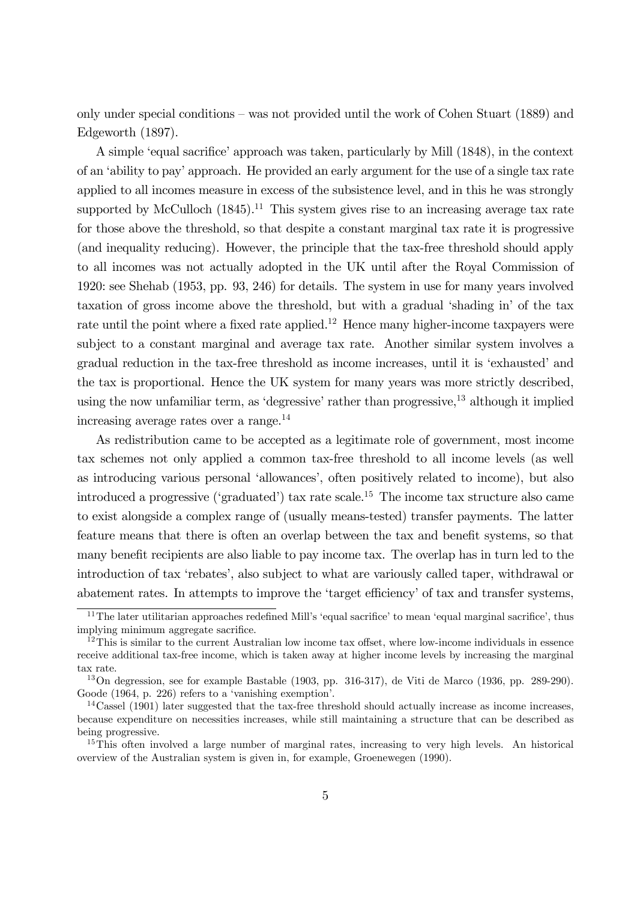only under special conditions – was not provided until the work of Cohen Stuart (1889) and Edgeworth (1897).

A simple 'equal sacrifice' approach was taken, particularly by Mill (1848), in the context of an 'ability to pay' approach. He provided an early argument for the use of a single tax rate applied to all incomes measure in excess of the subsistence level, and in this he was strongly supported by McCulloch (1845).[11] This system gives rise to an increasing average tax rate for those above the threshold, so that despite a constant marginal tax rate it is progressive (and inequality reducing). However, the principle that the tax-free threshold should apply to all incomes was not actually adopted in the UK until after the Royal Commission of 1920: see Shehab (1953, pp. 93, 246) for details. The system in use for many years involved taxation of gross income above the threshold, but with a gradual 'shading in' of the tax rate until the point where a fixed rate applied.[12] Hence many higher-income taxpayers were subject to a constant marginal and average tax rate. Another similar system involves a gradual reduction in the tax-free threshold as income increases, until it is 'exhausted' and the tax is proportional. Hence the UK system for many years was more strictly described, using the now unfamiliar term, as 'degressive' rather than progressive,[13] although it implied increasing average rates over a range.[14]

As redistribution came to be accepted as a legitimate role of government, most income tax schemes not only applied a common tax-free threshold to all income levels (as well as introducing various personal 'allowances', often positively related to income), but also introduced a progressive ('graduated') tax rate scale.[15] The income tax structure also came to exist alongside a complex range of (usually means-tested) transfer payments. The latter feature means that there is often an overlap between the tax and benefit systems, so that many benefit recipients are also liable to pay income tax. The overlap has in turn led to the introduction of tax 'rebates', also subject to what are variously called taper, withdrawal or abatement rates. In attempts to improve the 'target efficiency' of tax and transfer systems,

[11] The later utilitarian approaches redefined Mill's 'equal sacrifice' to mean 'equal marginal sacrifice', thus implying minimum aggregate sacrifice.

[12] This is similar to the current Australian low income tax offset, where low-income individuals in essence receive additional tax-free income, which is taken away at higher income levels by increasing the marginal tax rate.

[13] On degression, see for example Bastable (1903, pp. 316-317), de Viti de Marco (1936, pp. 289-290). Goode (1964, p. 226) refers to a 'vanishing exemption'.

[14] Cassel (1901) later suggested that the tax-free threshold should actually increase as income increases, because expenditure on necessities increases, while still maintaining a structure that can be described as being progressive.

[15] This often involved a large number of marginal rates, increasing to very high levels. An historical overview of the Australian system is given in, for example, Groenewegen (1990).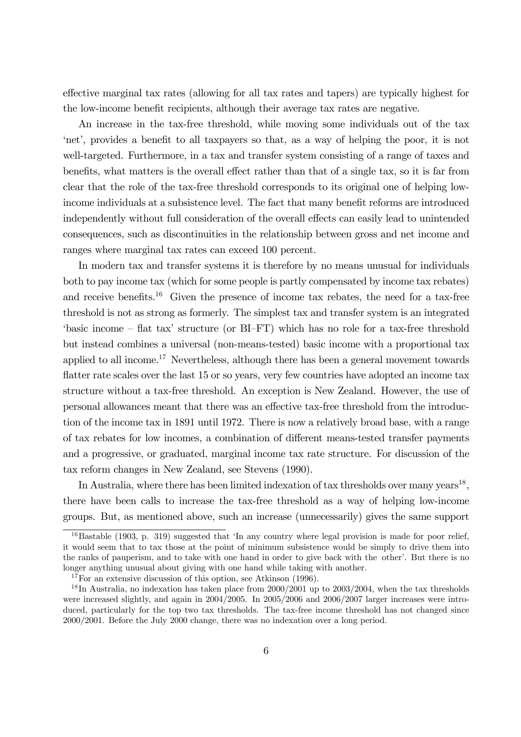effective marginal tax rates (allowing for all tax rates and tapers) are typically highest for the low-income benefit recipients, although their average tax rates are negative.

An increase in the tax-free threshold, while moving some individuals out of the tax 'net', provides a benefit to all taxpayers so that, as a way of helping the poor, it is not well-targeted. Furthermore, in a tax and transfer system consisting of a range of taxes and benefits, what matters is the overall effect rather than that of a single tax, so it is far from clear that the role of the tax-free threshold corresponds to its original one of helping low-income individuals at a subsistence level. The fact that many benefit reforms are introduced independently without full consideration of the overall effects can easily lead to unintended consequences, such as discontinuities in the relationship between gross and net income and ranges where marginal tax rates can exceed 100 percent.

In modern tax and transfer systems it is therefore by no means unusual for individuals both to pay income tax (which for some people is partly compensated by income tax rebates) and receive benefits.[16] Given the presence of income tax rebates, the need for a tax-free threshold is not as strong as formerly. The simplest tax and transfer system is an integrated 'basic income – flat tax' structure (or BI–FT) which has no role for a tax-free threshold but instead combines a universal (non-means-tested) basic income with a proportional tax applied to all income.[17] Nevertheless, although there has been a general movement towards flatter rate scales over the last 15 or so years, very few countries have adopted an income tax structure without a tax-free threshold. An exception is New Zealand. However, the use of personal allowances meant that there was an effective tax-free threshold from the introduction of the income tax in 1891 until 1972. There is now a relatively broad base, with a range of tax rebates for low incomes, a combination of different means-tested transfer payments and a progressive, or graduated, marginal income tax rate structure. For discussion of the tax reform changes in New Zealand, see Stevens (1990).

In Australia, where there has been limited indexation of tax thresholds over many years[18], there have been calls to increase the tax-free threshold as a way of helping low-income groups. But, as mentioned above, such an increase (unnecessarily) gives the same support

---

[16] Bastable (1903, p. 319) suggested that 'In any country where legal provision is made for poor relief, it would seem that to tax those at the point of minimum subsistence would be simply to drive them into the ranks of pauperism, and to take with one hand in order to give back with the other'. But there is no longer anything unusual about giving with one hand while taking with another.

[17] For an extensive discussion of this option, see Atkinson (1996).

[18] In Australia, no indexation has taken place from 2000/2001 up to 2003/2004, when the tax thresholds were increased slightly, and again in 2004/2005. In 2005/2006 and 2006/2007 larger increases were introduced, particularly for the top two tax thresholds. The tax-free income threshold has not changed since 2000/2001. Before the July 2000 change, there was no indexation over a long period.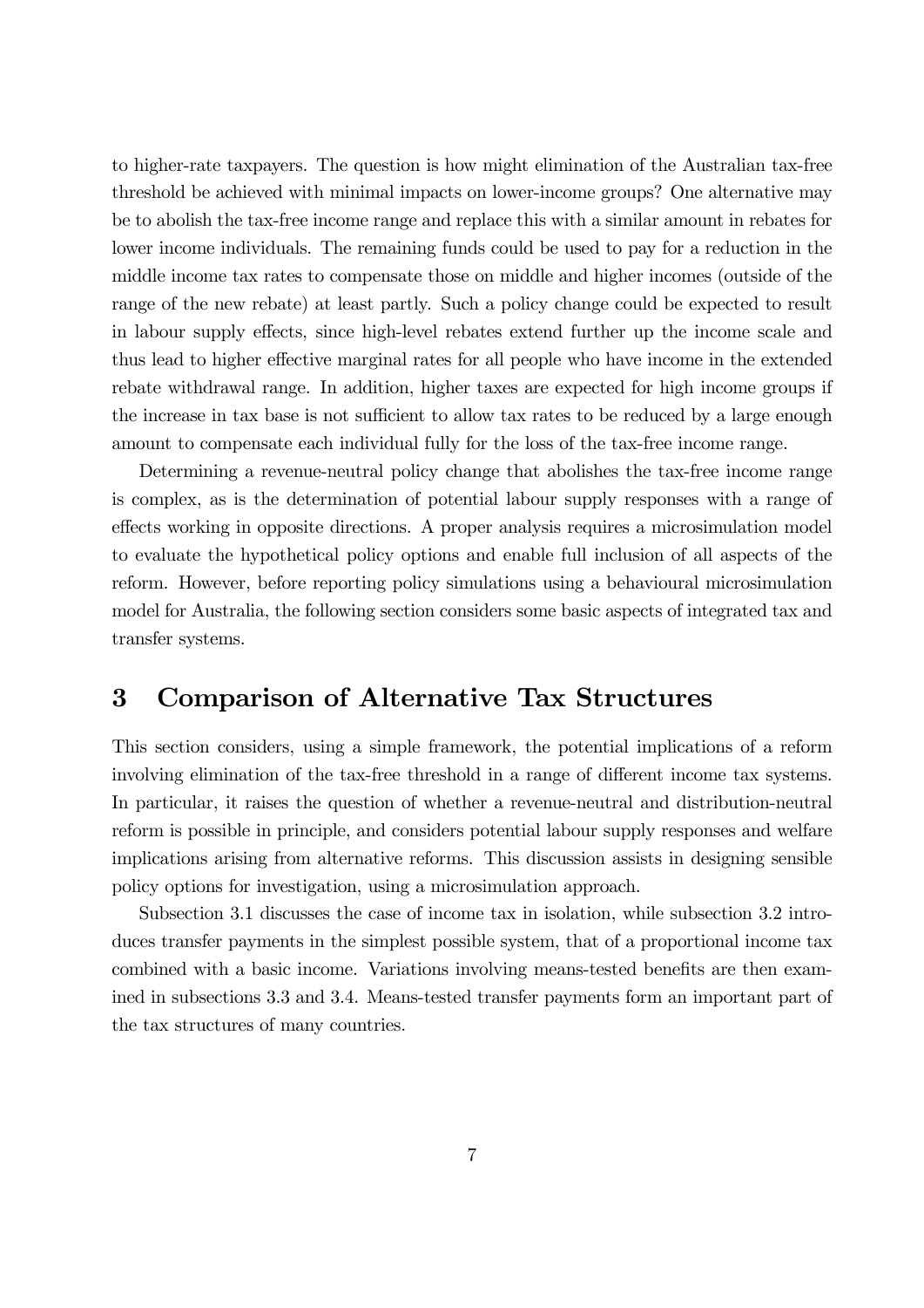to higher-rate taxpayers. The question is how might elimination of the Australian tax-free threshold be achieved with minimal impacts on lower-income groups? One alternative may be to abolish the tax-free income range and replace this with a similar amount in rebates for lower income individuals. The remaining funds could be used to pay for a reduction in the middle income tax rates to compensate those on middle and higher incomes (outside of the range of the new rebate) at least partly. Such a policy change could be expected to result in labour supply effects, since high-level rebates extend further up the income scale and thus lead to higher effective marginal rates for all people who have income in the extended rebate withdrawal range. In addition, higher taxes are expected for high income groups if the increase in tax base is not sufficient to allow tax rates to be reduced by a large enough amount to compensate each individual fully for the loss of the tax-free income range.

Determining a revenue-neutral policy change that abolishes the tax-free income range is complex, as is the determination of potential labour supply responses with a range of effects working in opposite directions. A proper analysis requires a microsimulation model to evaluate the hypothetical policy options and enable full inclusion of all aspects of the reform. However, before reporting policy simulations using a behavioural microsimulation model for Australia, the following section considers some basic aspects of integrated tax and transfer systems.

# 3 Comparison of Alternative Tax Structures

This section considers, using a simple framework, the potential implications of a reform involving elimination of the tax-free threshold in a range of different income tax systems. In particular, it raises the question of whether a revenue-neutral and distribution-neutral reform is possible in principle, and considers potential labour supply responses and welfare implications arising from alternative reforms. This discussion assists in designing sensible policy options for investigation, using a microsimulation approach.

Subsection 3.1 discusses the case of income tax in isolation, while subsection 3.2 introduces transfer payments in the simplest possible system, that of a proportional income tax combined with a basic income. Variations involving means-tested benefits are then examined in subsections 3.3 and 3.4. Means-tested transfer payments form an important part of the tax structures of many countries.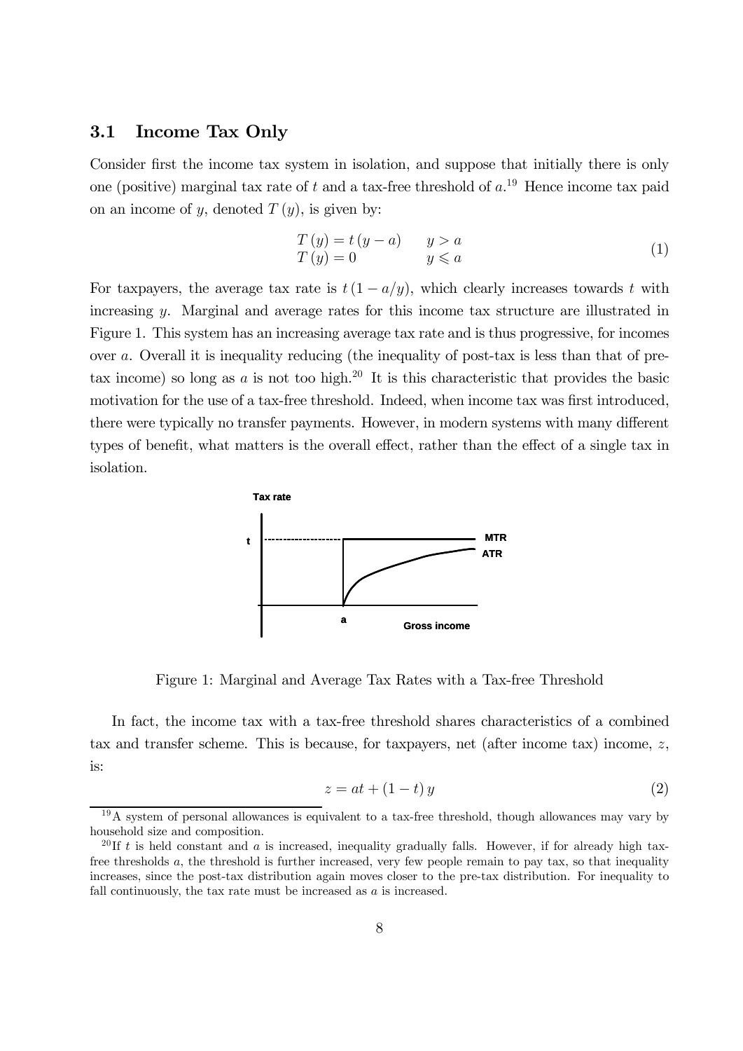### 3.1 Income Tax Only

Consider first the income tax system in isolation, and suppose that initially there is only one (positive) marginal tax rate of $t$ and a tax-free threshold of $a$.[19] Hence income tax paid on an income of $y$, denoted $T(y)$, is given by:

$$
\begin{array}{ll}
T(y) = t(y-a) & y > a \\
T(y) = 0 & y \leqslant a
\end{array}
\tag{1}
$$

For taxpayers, the average tax rate is $t(1 - a/y)$, which clearly increases towards $t$ with increasing $y$. Marginal and average rates for this income tax structure are illustrated in Figure 1. This system has an increasing average tax rate and is thus progressive, for incomes over $a$. Overall it is inequality reducing (the inequality of post-tax is less than that of pre-tax income) so long as $a$ is not too high.[20] It is this characteristic that provides the basic motivation for the use of a tax-free threshold. Indeed, when income tax was first introduced, there were typically no transfer payments. However, in modern systems with many different types of benefit, what matters is the overall effect, rather than the effect of a single tax in isolation.

Figure 1: Marginal and Average Tax Rates with a Tax-free Threshold

In fact, the income tax with a tax-free threshold shares characteristics of a combined tax and transfer scheme. This is because, for taxpayers, net (after income tax) income, $z$, is:

$$
z = at + (1-t)y \tag{2}
$$

[19] A system of personal allowances is equivalent to a tax-free threshold, though allowances may vary by household size and composition.

[20] If $t$ is held constant and $a$ is increased, inequality gradually falls. However, if for already high tax-free thresholds $a$, the threshold is further increased, very few people remain to pay tax, so that inequality increases, since the post-tax distribution again moves closer to the pre-tax distribution. For inequality to fall continuously, the tax rate must be increased as $a$ is increased.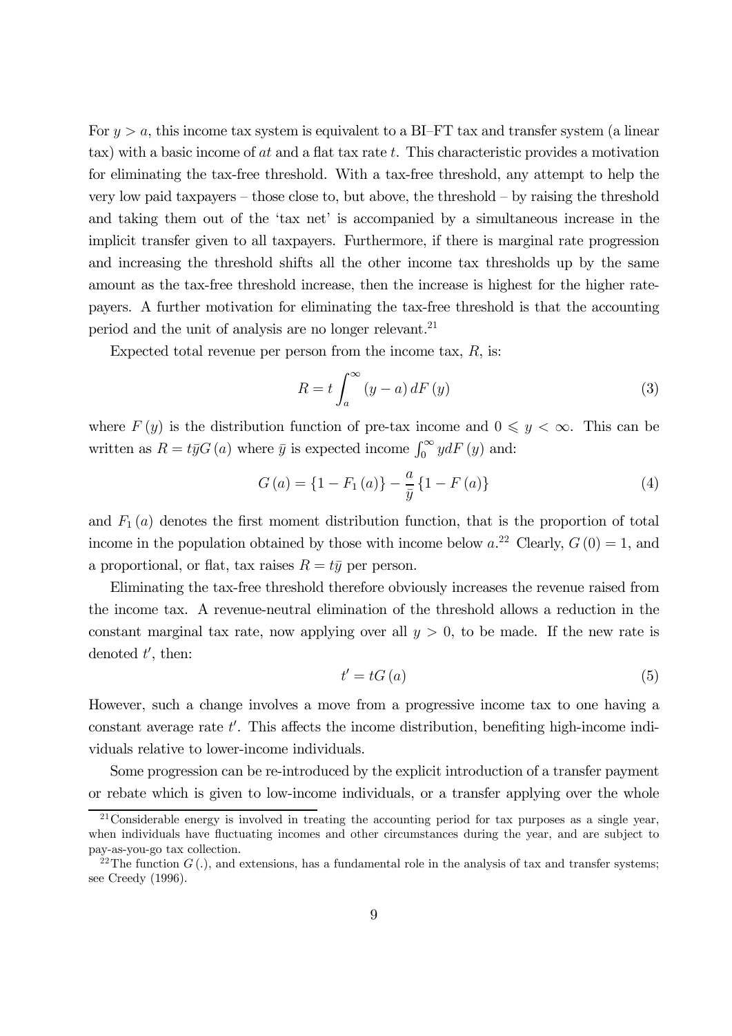For $y > a$, this income tax system is equivalent to a BI–FT tax and transfer system (a linear tax) with a basic income of $at$ and a flat tax rate $t$. This characteristic provides a motivation for eliminating the tax-free threshold. With a tax-free threshold, any attempt to help the very low paid taxpayers – those close to, but above, the threshold – by raising the threshold and taking them out of the 'tax net' is accompanied by a simultaneous increase in the implicit transfer given to all taxpayers. Furthermore, if there is marginal rate progression and increasing the threshold shifts all the other income tax thresholds up by the same amount as the tax-free threshold increase, then the increase is highest for the higher rate-payers. A further motivation for eliminating the tax-free threshold is that the accounting period and the unit of analysis are no longer relevant.[21]

Expected total revenue per person from the income tax, $R$, is:

$$R = t \int_{a}^{\infty} (y - a) \, dF(y) \tag{3}$$

where $F(y)$ is the distribution function of pre-tax income and $0 \leqslant y < \infty$. This can be written as $R = t\bar{y}G(a)$ where $\bar{y}$ is expected income $\int_0^\infty y dF(y)$ and:

$$G(a) = \{1 - F_1(a)\} - \frac{a}{\bar{y}} \{1 - F(a)\} \tag{4}$$

and $F_1(a)$ denotes the first moment distribution function, that is the proportion of total income in the population obtained by those with income below $a$.[22] Clearly, $G(0) = 1$, and a proportional, or flat, tax raises $R = t\bar{y}$ per person.

Eliminating the tax-free threshold therefore obviously increases the revenue raised from the income tax. A revenue-neutral elimination of the threshold allows a reduction in the constant marginal tax rate, now applying over all $y > 0$, to be made. If the new rate is denoted $t'$, then:

$$t' = tG(a) \tag{5}$$

However, such a change involves a move from a progressive income tax to one having a constant average rate $t'$. This affects the income distribution, benefiting high-income individuals relative to lower-income individuals.

Some progression can be re-introduced by the explicit introduction of a transfer payment or rebate which is given to low-income individuals, or a transfer applying over the whole

---

[21] Considerable energy is involved in treating the accounting period for tax purposes as a single year, when individuals have fluctuating incomes and other circumstances during the year, and are subject to pay-as-you-go tax collection.

[22] The function $G(.)$, and extensions, has a fundamental role in the analysis of tax and transfer systems; see Creedy (1996).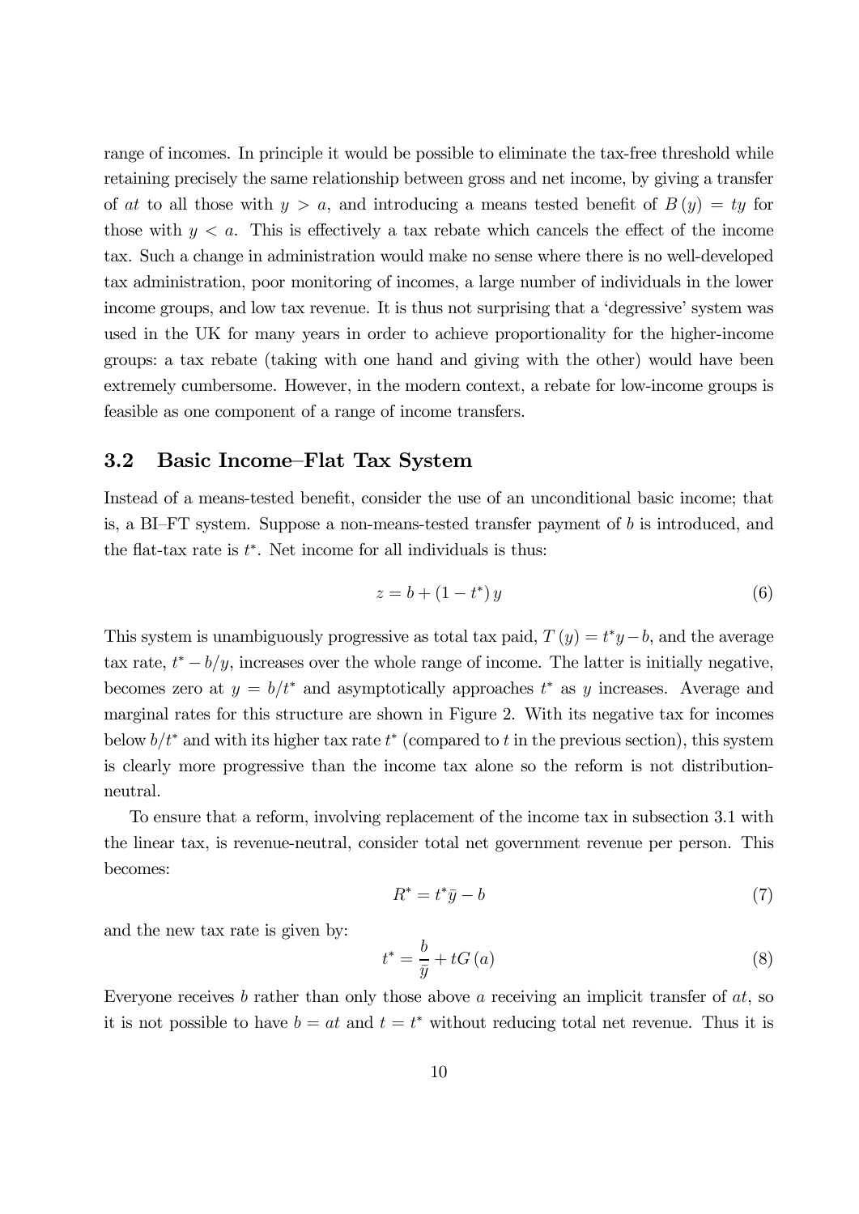range of incomes. In principle it would be possible to eliminate the tax-free threshold while retaining precisely the same relationship between gross and net income, by giving a transfer of $at$ to all those with $y > a$, and introducing a means tested benefit of $B(y) = ty$ for those with $y < a$. This is effectively a tax rebate which cancels the effect of the income tax. Such a change in administration would make no sense where there is no well-developed tax administration, poor monitoring of incomes, a large number of individuals in the lower income groups, and low tax revenue. It is thus not surprising that a 'degressive' system was used in the UK for many years in order to achieve proportionality for the higher-income groups: a tax rebate (taking with one hand and giving with the other) would have been extremely cumbersome. However, in the modern context, a rebate for low-income groups is feasible as one component of a range of income transfers.

### 3.2 Basic Income–Flat Tax System

Instead of a means-tested benefit, consider the use of an unconditional basic income; that is, a BI–FT system. Suppose a non-means-tested transfer payment of $b$ is introduced, and the flat-tax rate is $t^*$. Net income for all individuals is thus:

$$z = b + (1 - t^*) y \tag{6}$$

This system is unambiguously progressive as total tax paid, $T(y) = t^* y - b$, and the average tax rate, $t^* - b/y$, increases over the whole range of income. The latter is initially negative, becomes zero at $y = b/t^*$ and asymptotically approaches $t^*$ as $y$ increases. Average and marginal rates for this structure are shown in Figure 2. With its negative tax for incomes below $b/t^*$ and with its higher tax rate $t^*$ (compared to $t$ in the previous section), this system is clearly more progressive than the income tax alone so the reform is not distribution-neutral.

To ensure that a reform, involving replacement of the income tax in subsection 3.1 with the linear tax, is revenue-neutral, consider total net government revenue per person. This becomes:

$$R^* = t^* \bar{y} - b \tag{7}$$

and the new tax rate is given by:

$$t^* = \frac{b}{\bar{y}} + tG(a) \tag{8}$$

Everyone receives $b$ rather than only those above $a$ receiving an implicit transfer of $at$, so it is not possible to have $b = at$ and $t = t^*$ without reducing total net revenue. Thus it is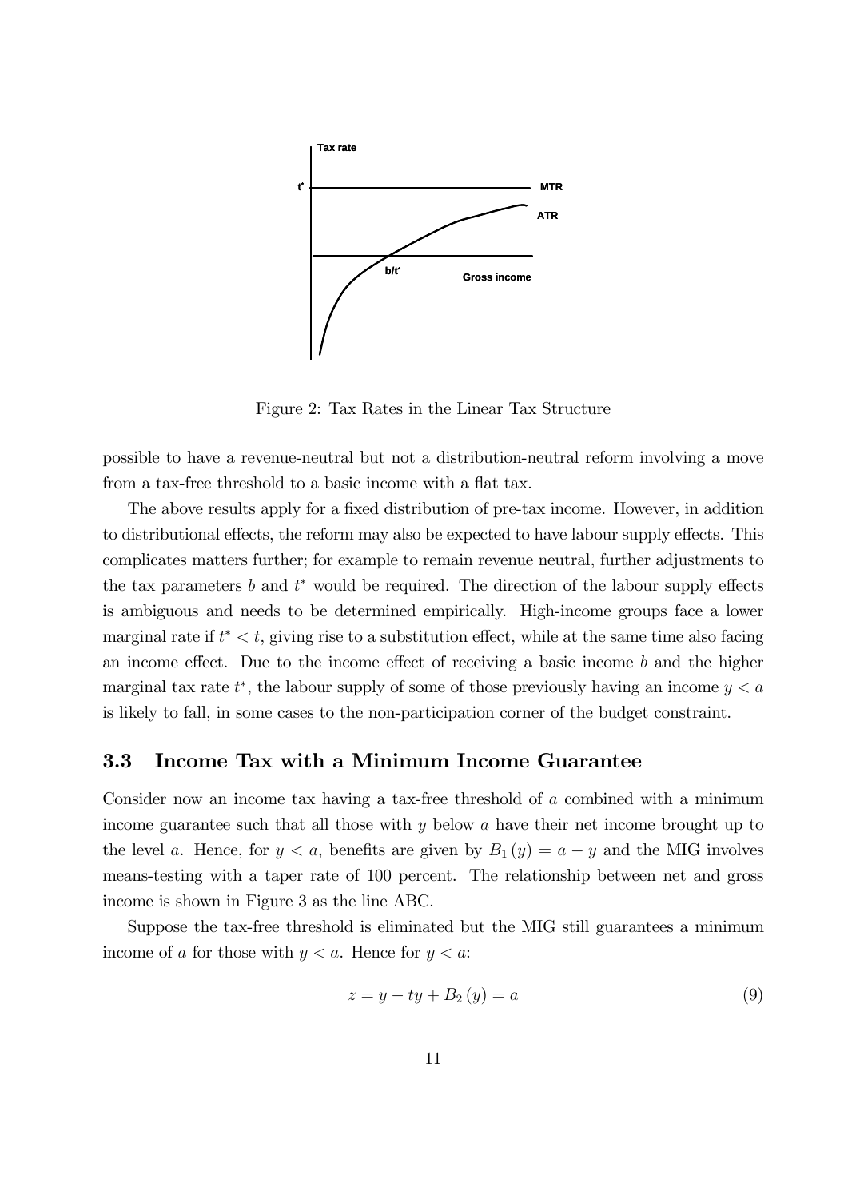Figure 2: Tax Rates in the Linear Tax Structure

possible to have a revenue-neutral but not a distribution-neutral reform involving a move from a tax-free threshold to a basic income with a flat tax.

The above results apply for a fixed distribution of pre-tax income. However, in addition to distributional effects, the reform may also be expected to have labour supply effects. This complicates matters further; for example to remain revenue neutral, further adjustments to the tax parameters $b$ and $t^*$ would be required. The direction of the labour supply effects is ambiguous and needs to be determined empirically. High-income groups face a lower marginal rate if $t^* < t$, giving rise to a substitution effect, while at the same time also facing an income effect. Due to the income effect of receiving a basic income $b$ and the higher marginal tax rate $t^*$, the labour supply of some of those previously having an income $y < a$ is likely to fall, in some cases to the non-participation corner of the budget constraint.

## 3.3 Income Tax with a Minimum Income Guarantee

Consider now an income tax having a tax-free threshold of $a$ combined with a minimum income guarantee such that all those with $y$ below $a$ have their net income brought up to the level $a$. Hence, for $y < a$, benefits are given by $B_1(y) = a - y$ and the MIG involves means-testing with a taper rate of 100 percent. The relationship between net and gross income is shown in Figure 3 as the line ABC.

Suppose the tax-free threshold is eliminated but the MIG still guarantees a minimum income of $a$ for those with $y < a$. Hence for $y < a$:

$$z = y - ty + B_2(y) = a \tag{9}$$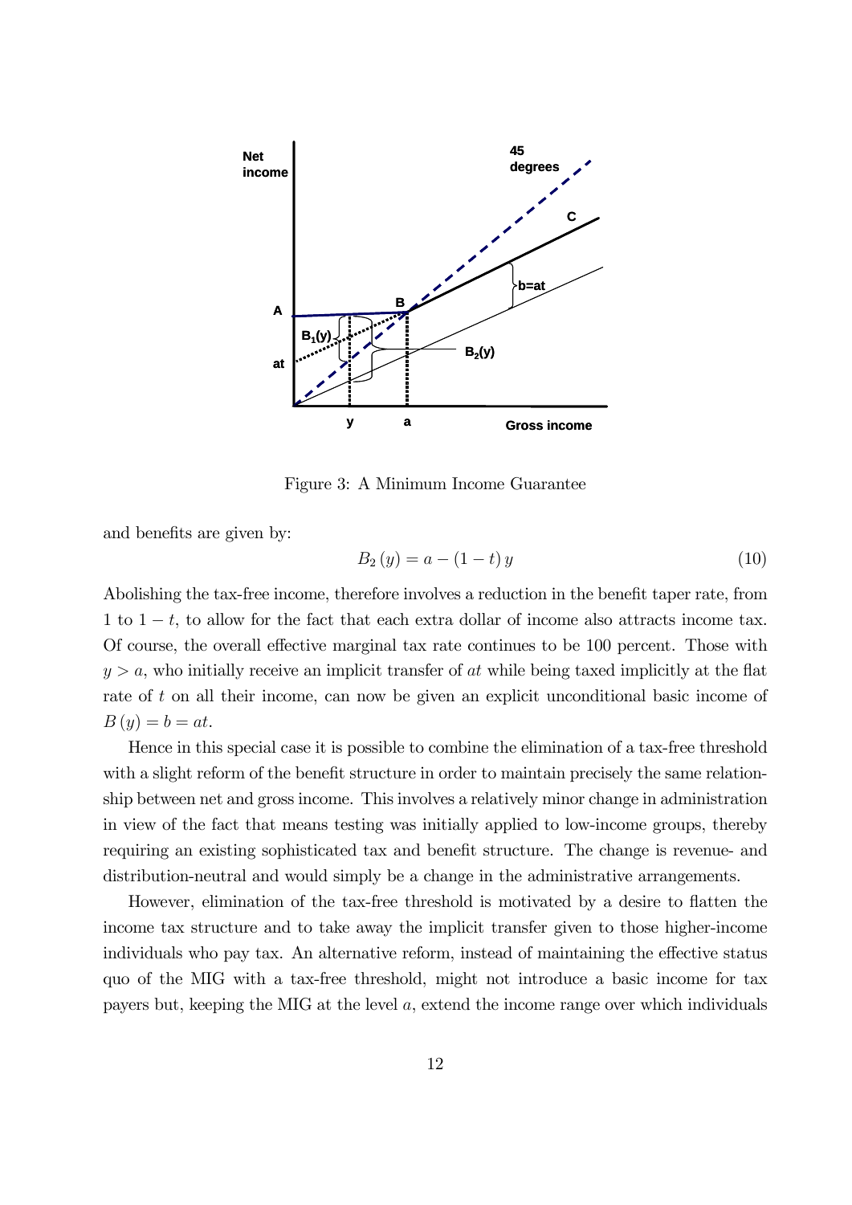Figure 3: A Minimum Income Guarantee

and benefits are given by:

$$B_2(y) = a - (1-t)y \tag{10}$$

Abolishing the tax-free income, therefore involves a reduction in the benefit taper rate, from 1 to $1-t$, to allow for the fact that each extra dollar of income also attracts income tax. Of course, the overall effective marginal tax rate continues to be 100 percent. Those with $y > a$, who initially receive an implicit transfer of $at$ while being taxed implicitly at the flat rate of $t$ on all their income, can now be given an explicit unconditional basic income of $B(y) = b = at$.

Hence in this special case it is possible to combine the elimination of a tax-free threshold with a slight reform of the benefit structure in order to maintain precisely the same relationship between net and gross income. This involves a relatively minor change in administration in view of the fact that means testing was initially applied to low-income groups, thereby requiring an existing sophisticated tax and benefit structure. The change is revenue- and distribution-neutral and would simply be a change in the administrative arrangements.

However, elimination of the tax-free threshold is motivated by a desire to flatten the income tax structure and to take away the implicit transfer given to those higher-income individuals who pay tax. An alternative reform, instead of maintaining the effective status quo of the MIG with a tax-free threshold, might not introduce a basic income for tax payers but, keeping the MIG at the level $a$, extend the income range over which individuals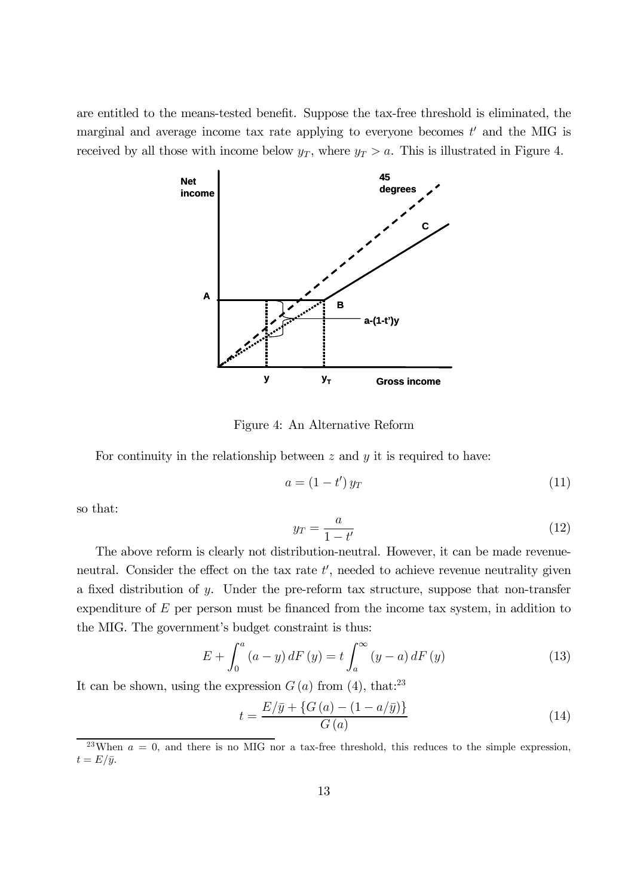are entitled to the means-tested benefit. Suppose the tax-free threshold is eliminated, the marginal and average income tax rate applying to everyone becomes $t'$ and the MIG is received by all those with income below $y_T$, where $y_T > a$. This is illustrated in Figure 4.

Figure 4: An Alternative Reform

For continuity in the relationship between $z$ and $y$ it is required to have:

$$a = (1 - t')\, y_T \tag{11}$$

so that:

$$y_T = \frac{a}{1 - t'} \tag{12}$$

The above reform is clearly not distribution-neutral. However, it can be made revenue-neutral. Consider the effect on the tax rate $t'$, needed to achieve revenue neutrality given a fixed distribution of $y$. Under the pre-reform tax structure, suppose that non-transfer expenditure of $E$ per person must be financed from the income tax system, in addition to the MIG. The government's budget constraint is thus:

$$E + \int_0^a (a - y)\, dF(y) = t \int_a^\infty (y - a)\, dF(y) \tag{13}$$

It can be shown, using the expression $G(a)$ from (4), that:[23]

$$t = \frac{E/\bar{y} + \{G(a) - (1 - a/\bar{y})\}}{G(a)} \tag{14}$$

[23] When $a = 0$, and there is no MIG nor a tax-free threshold, this reduces to the simple expression, $t = E/\bar{y}$.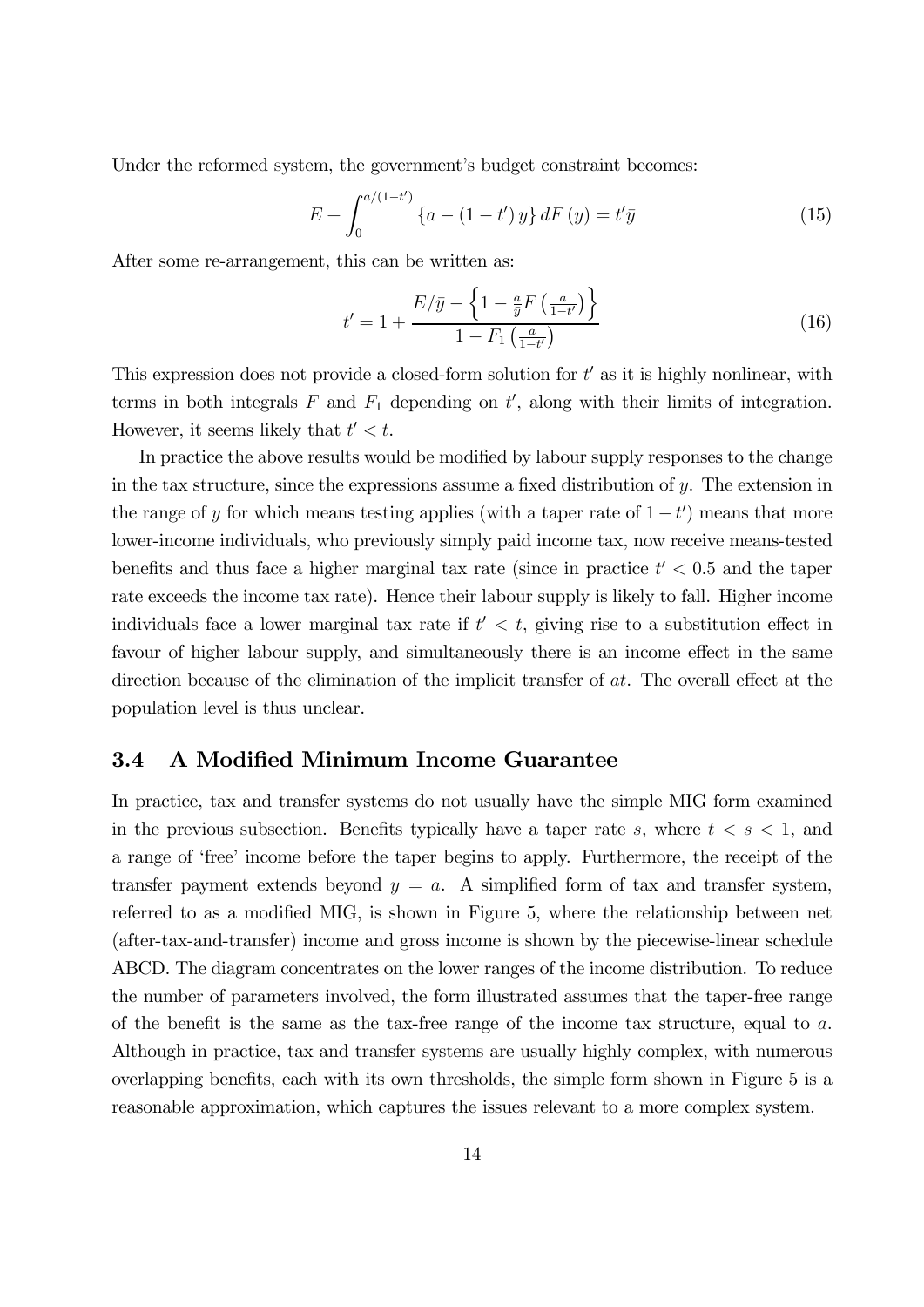Under the reformed system, the government's budget constraint becomes:

$$E + \int_0^{a/(1-t')} \{a - (1-t')\, y\}\, dF(y) = t'\bar{y} \tag{15}$$

After some re-arrangement, this can be written as:

$$t' = 1 + \frac{E/\bar{y} - \left\{1 - \frac{a}{\bar{y}} F\left(\frac{a}{1-t'}\right)\right\}}{1 - F_1\left(\frac{a}{1-t'}\right)} \tag{16}$$

This expression does not provide a closed-form solution for $t'$ as it is highly nonlinear, with terms in both integrals $F$ and $F_1$ depending on $t'$, along with their limits of integration. However, it seems likely that $t' < t$.

In practice the above results would be modified by labour supply responses to the change in the tax structure, since the expressions assume a fixed distribution of $y$. The extension in the range of $y$ for which means testing applies (with a taper rate of $1 - t'$) means that more lower-income individuals, who previously simply paid income tax, now receive means-tested benefits and thus face a higher marginal tax rate (since in practice $t' < 0.5$ and the taper rate exceeds the income tax rate). Hence their labour supply is likely to fall. Higher income individuals face a lower marginal tax rate if $t' < t$, giving rise to a substitution effect in favour of higher labour supply, and simultaneously there is an income effect in the same direction because of the elimination of the implicit transfer of $at$. The overall effect at the population level is thus unclear.

### 3.4 A Modified Minimum Income Guarantee

In practice, tax and transfer systems do not usually have the simple MIG form examined in the previous subsection. Benefits typically have a taper rate $s$, where $t < s < 1$, and a range of 'free' income before the taper begins to apply. Furthermore, the receipt of the transfer payment extends beyond $y = a$. A simplified form of tax and transfer system, referred to as a modified MIG, is shown in Figure 5, where the relationship between net (after-tax-and-transfer) income and gross income is shown by the piecewise-linear schedule ABCD. The diagram concentrates on the lower ranges of the income distribution. To reduce the number of parameters involved, the form illustrated assumes that the taper-free range of the benefit is the same as the tax-free range of the income tax structure, equal to $a$. Although in practice, tax and transfer systems are usually highly complex, with numerous overlapping benefits, each with its own thresholds, the simple form shown in Figure 5 is a reasonable approximation, which captures the issues relevant to a more complex system.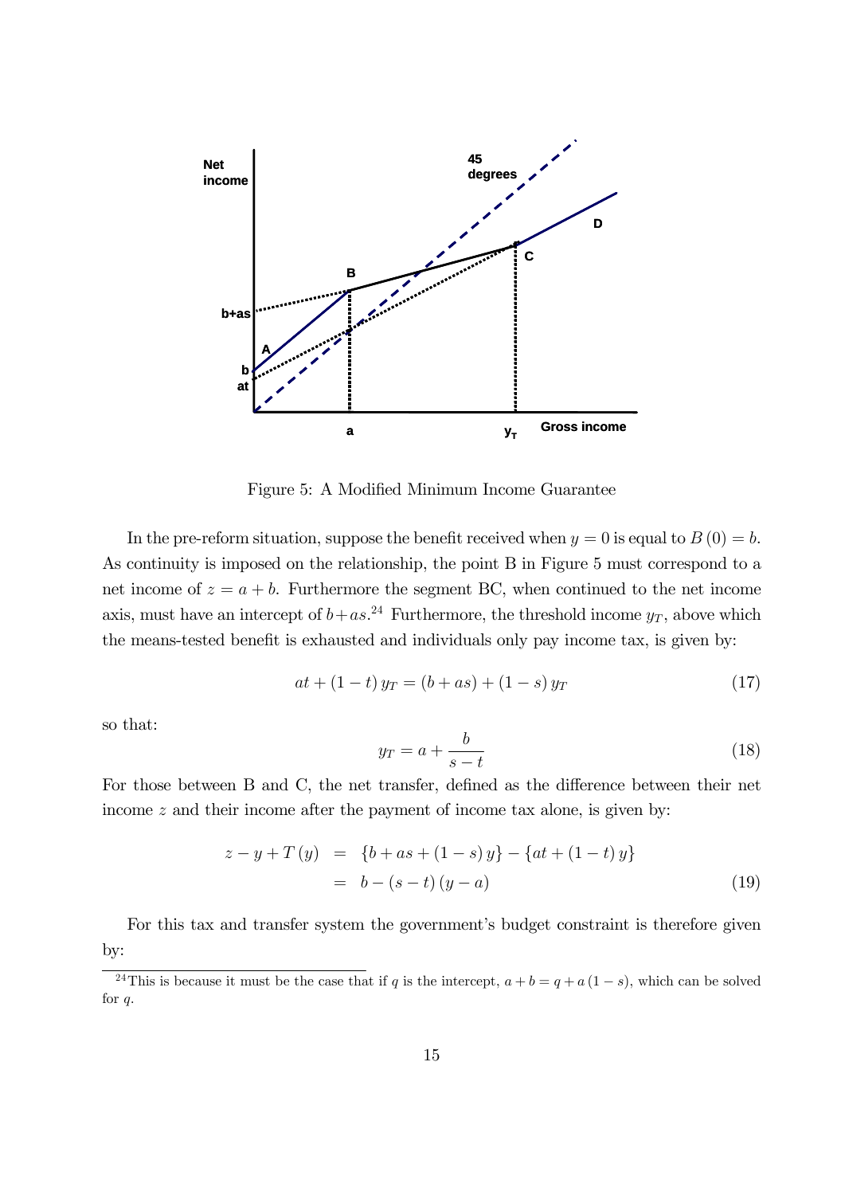Figure 5: A Modified Minimum Income Guarantee

In the pre-reform situation, suppose the benefit received when $y = 0$ is equal to $B(0) = b$. As continuity is imposed on the relationship, the point B in Figure 5 must correspond to a net income of $z = a + b$. Furthermore the segment BC, when continued to the net income axis, must have an intercept of $b + as$.[24] Furthermore, the threshold income $y_T$, above which the means-tested benefit is exhausted and individuals only pay income tax, is given by:

$$at + (1 - t)\, y_T = (b + as) + (1 - s)\, y_T \tag{17}$$

so that:

$$y_T = a + \frac{b}{s - t} \tag{18}$$

For those between B and C, the net transfer, defined as the difference between their net income $z$ and their income after the payment of income tax alone, is given by:

$$\begin{aligned} z - y + T(y) &= \{b + as + (1 - s)\, y\} - \{at + (1 - t)\, y\} \\ &= b - (s - t)(y - a) \end{aligned} \tag{19}$$

For this tax and transfer system the government's budget constraint is therefore given by:

[24] This is because it must be the case that if $q$ is the intercept, $a + b = q + a(1 - s)$, which can be solved for $q$.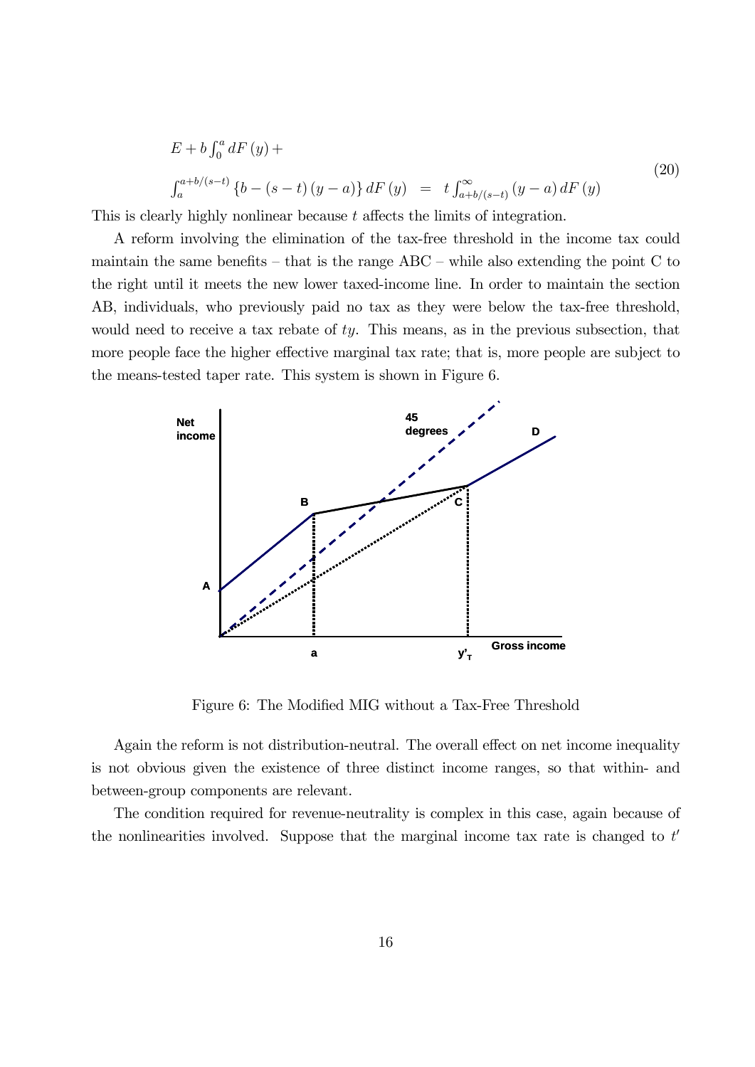$$
\begin{aligned}
&E + b\int_0^a dF(y) + \\
&\int_a^{a+b/(s-t)} \{b - (s-t)(y-a)\}\, dF(y) \quad = \quad t\int_{a+b/(s-t)}^{\infty} (y-a)\, dF(y)
\end{aligned}
\tag{20}
$$

This is clearly highly nonlinear because $t$ affects the limits of integration.

A reform involving the elimination of the tax-free threshold in the income tax could maintain the same benefits – that is the range ABC – while also extending the point C to the right until it meets the new lower taxed-income line. In order to maintain the section AB, individuals, who previously paid no tax as they were below the tax-free threshold, would need to receive a tax rebate of $ty$. This means, as in the previous subsection, that more people face the higher effective marginal tax rate; that is, more people are subject to the means-tested taper rate. This system is shown in Figure 6.

Figure 6: The Modified MIG without a Tax-Free Threshold

Again the reform is not distribution-neutral. The overall effect on net income inequality is not obvious given the existence of three distinct income ranges, so that within- and between-group components are relevant.

The condition required for revenue-neutrality is complex in this case, again because of the nonlinearities involved. Suppose that the marginal income tax rate is changed to $t'$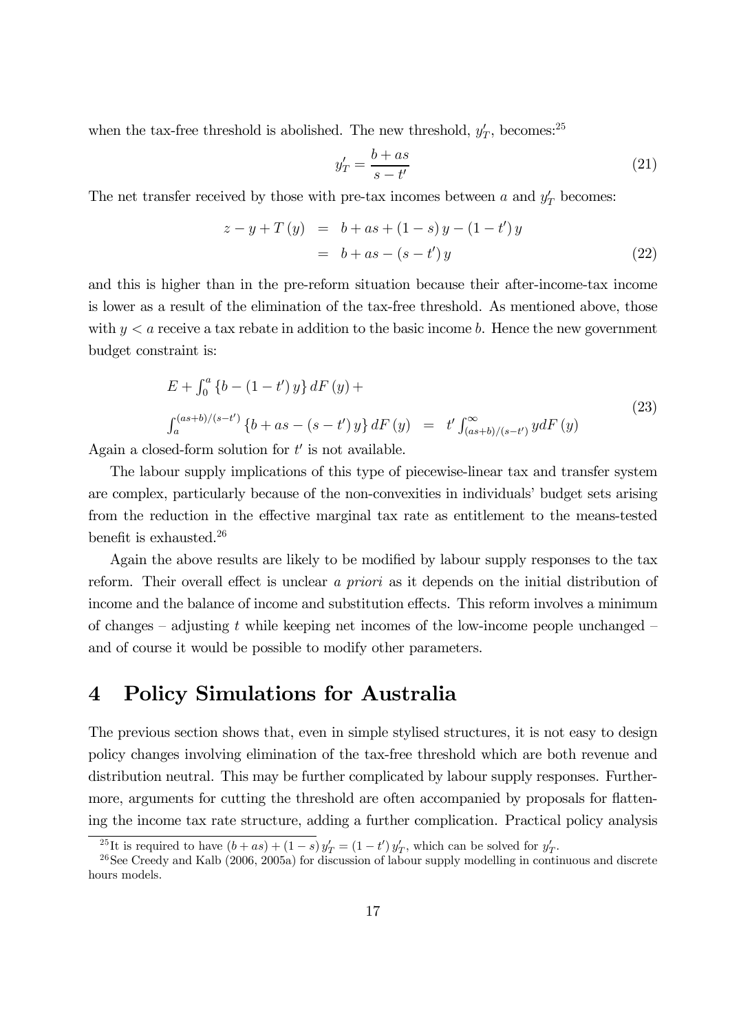when the tax-free threshold is abolished. The new threshold, $y_T'$, becomes:[25]

$$y_T' = \frac{b + as}{s - t'} \tag{21}$$

The net transfer received by those with pre-tax incomes between $a$ and $y_T'$ becomes:

$$\begin{aligned} z - y + T(y) &= b + as + (1 - s) y - (1 - t') y \\ &= b + as - (s - t') y \end{aligned} \tag{22}$$

and this is higher than in the pre-reform situation because their after-income-tax income is lower as a result of the elimination of the tax-free threshold. As mentioned above, those with $y < a$ receive a tax rebate in addition to the basic income $b$. Hence the new government budget constraint is:

$$\begin{aligned} &E + \int_0^a \{b - (1 - t') y\} dF(y) + \\ &\int_a^{(as+b)/(s-t')} \{b + as - (s - t') y\} dF(y) = t' \int_{(as+b)/(s-t')}^{\infty} y dF(y) \end{aligned} \tag{23}$$

Again a closed-form solution for $t'$ is not available.

The labour supply implications of this type of piecewise-linear tax and transfer system are complex, particularly because of the non-convexities in individuals' budget sets arising from the reduction in the effective marginal tax rate as entitlement to the means-tested benefit is exhausted.[26]

Again the above results are likely to be modified by labour supply responses to the tax reform. Their overall effect is unclear *a priori* as it depends on the initial distribution of income and the balance of income and substitution effects. This reform involves a minimum of changes – adjusting $t$ while keeping net incomes of the low-income people unchanged – and of course it would be possible to modify other parameters.

# 4 Policy Simulations for Australia

The previous section shows that, even in simple stylised structures, it is not easy to design policy changes involving elimination of the tax-free threshold which are both revenue and distribution neutral. This may be further complicated by labour supply responses. Furthermore, arguments for cutting the threshold are often accompanied by proposals for flattening the income tax rate structure, adding a further complication. Practical policy analysis

[25] It is required to have $(b + as) + (1 - s) y_T' = (1 - t') y_T'$, which can be solved for $y_T'$.

[26] See Creedy and Kalb (2006, 2005a) for discussion of labour supply modelling in continuous and discrete hours models.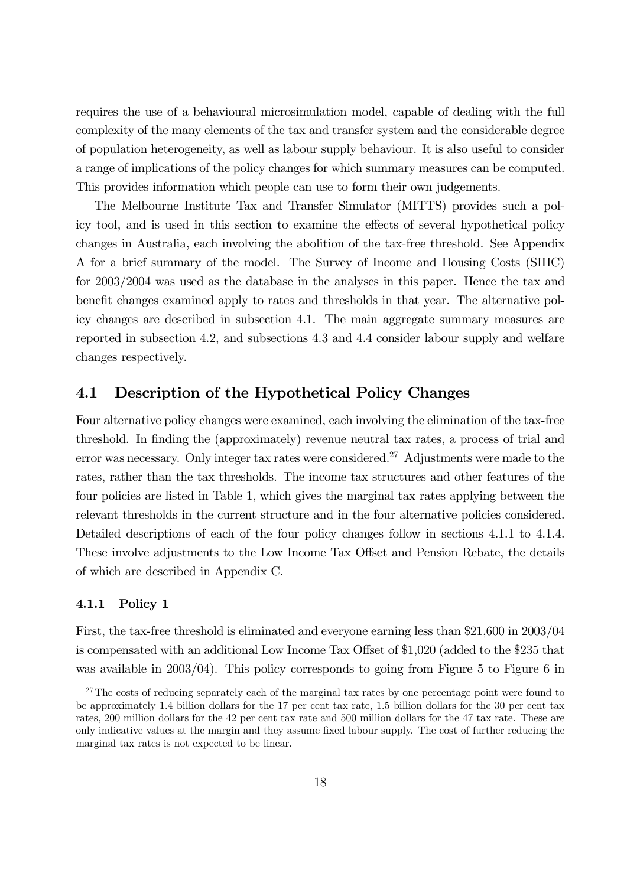requires the use of a behavioural microsimulation model, capable of dealing with the full complexity of the many elements of the tax and transfer system and the considerable degree of population heterogeneity, as well as labour supply behaviour. It is also useful to consider a range of implications of the policy changes for which summary measures can be computed. This provides information which people can use to form their own judgements.

The Melbourne Institute Tax and Transfer Simulator (MITTS) provides such a policy tool, and is used in this section to examine the effects of several hypothetical policy changes in Australia, each involving the abolition of the tax-free threshold. See Appendix A for a brief summary of the model. The Survey of Income and Housing Costs (SIHC) for 2003/2004 was used as the database in the analyses in this paper. Hence the tax and benefit changes examined apply to rates and thresholds in that year. The alternative policy changes are described in subsection 4.1. The main aggregate summary measures are reported in subsection 4.2, and subsections 4.3 and 4.4 consider labour supply and welfare changes respectively.

## 4.1 Description of the Hypothetical Policy Changes

Four alternative policy changes were examined, each involving the elimination of the tax-free threshold. In finding the (approximately) revenue neutral tax rates, a process of trial and error was necessary. Only integer tax rates were considered.[27] Adjustments were made to the rates, rather than the tax thresholds. The income tax structures and other features of the four policies are listed in Table 1, which gives the marginal tax rates applying between the relevant thresholds in the current structure and in the four alternative policies considered. Detailed descriptions of each of the four policy changes follow in sections 4.1.1 to 4.1.4. These involve adjustments to the Low Income Tax Offset and Pension Rebate, the details of which are described in Appendix C.

### 4.1.1 Policy 1

First, the tax-free threshold is eliminated and everyone earning less than \$21,600 in 2003/04 is compensated with an additional Low Income Tax Offset of \$1,020 (added to the \$235 that was available in 2003/04). This policy corresponds to going from Figure 5 to Figure 6 in

[27] The costs of reducing separately each of the marginal tax rates by one percentage point were found to be approximately 1.4 billion dollars for the 17 per cent tax rate, 1.5 billion dollars for the 30 per cent tax rates, 200 million dollars for the 42 per cent tax rate and 500 million dollars for the 47 tax rate. These are only indicative values at the margin and they assume fixed labour supply. The cost of further reducing the marginal tax rates is not expected to be linear.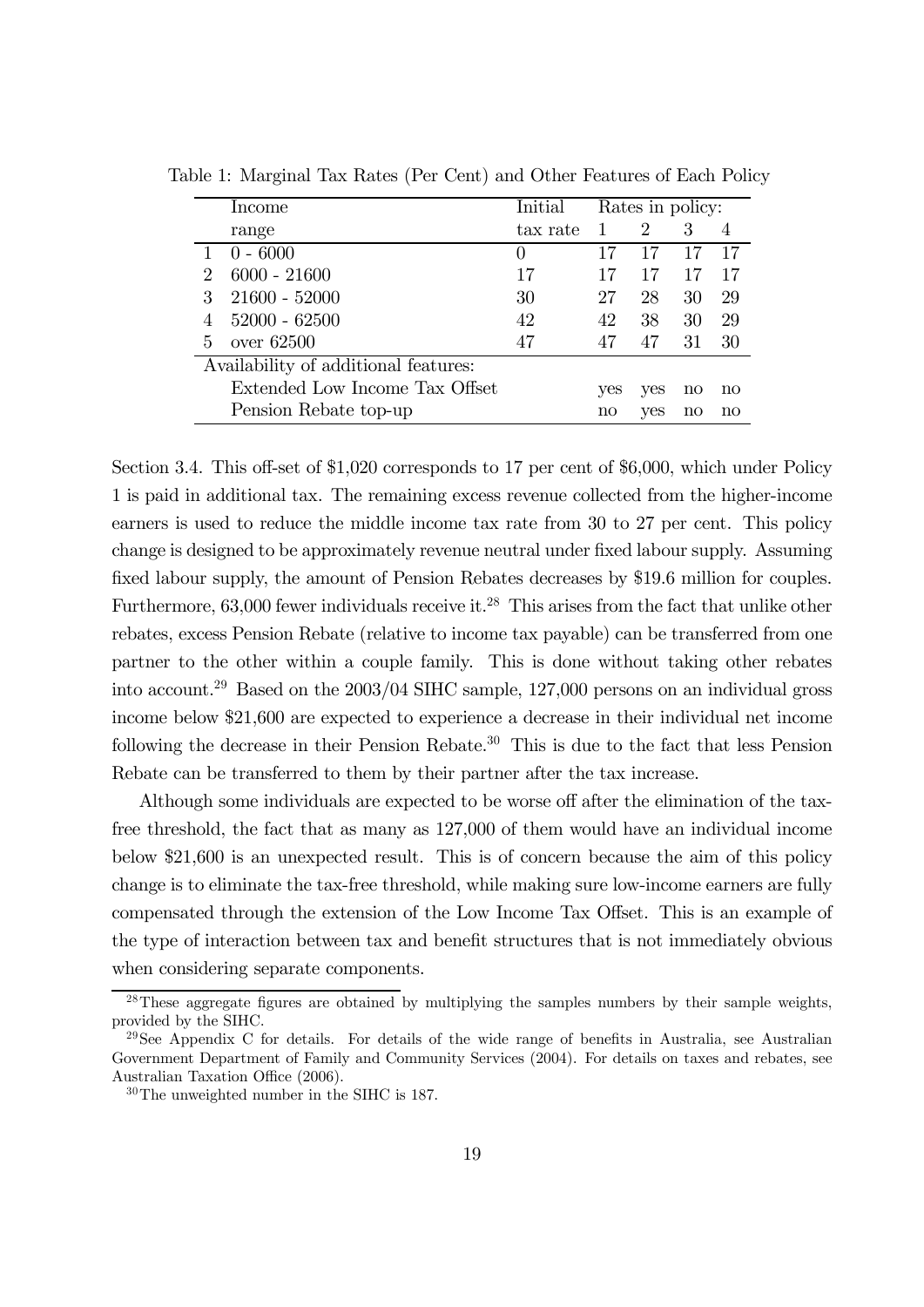Table 1: Marginal Tax Rates (Per Cent) and Other Features of Each Policy

| | Income range | Initial tax rate | Rates in policy: 1 | 2 | 3 | 4 |
|---|---|---|---|---|---|---|
| 1 | 0 - 6000 | 0 | 17 | 17 | 17 | 17 |
| 2 | 6000 - 21600 | 17 | 17 | 17 | 17 | 17 |
| 3 | 21600 - 52000 | 30 | 27 | 28 | 30 | 29 |
| 4 | 52000 - 62500 | 42 | 42 | 38 | 30 | 29 |
| 5 | over 62500 | 47 | 47 | 47 | 31 | 30 |
| Availability of additional features: | | | | | | |
| | Extended Low Income Tax Offset | | yes | yes | no | no |
| | Pension Rebate top-up | | no | yes | no | no |

Section 3.4. This off-set of $1,020 corresponds to 17 per cent of $6,000, which under Policy 1 is paid in additional tax. The remaining excess revenue collected from the higher-income earners is used to reduce the middle income tax rate from 30 to 27 per cent. This policy change is designed to be approximately revenue neutral under fixed labour supply. Assuming fixed labour supply, the amount of Pension Rebates decreases by $19.6 million for couples. Furthermore, 63,000 fewer individuals receive it.[28] This arises from the fact that unlike other rebates, excess Pension Rebate (relative to income tax payable) can be transferred from one partner to the other within a couple family. This is done without taking other rebates into account.[29] Based on the 2003/04 SIHC sample, 127,000 persons on an individual gross income below $21,600 are expected to experience a decrease in their individual net income following the decrease in their Pension Rebate.[30] This is due to the fact that less Pension Rebate can be transferred to them by their partner after the tax increase.

Although some individuals are expected to be worse off after the elimination of the tax-free threshold, the fact that as many as 127,000 of them would have an individual income below $21,600 is an unexpected result. This is of concern because the aim of this policy change is to eliminate the tax-free threshold, while making sure low-income earners are fully compensated through the extension of the Low Income Tax Offset. This is an example of the type of interaction between tax and benefit structures that is not immediately obvious when considering separate components.

[28] These aggregate figures are obtained by multiplying the samples numbers by their sample weights, provided by the SIHC.

[29] See Appendix C for details. For details of the wide range of benefits in Australia, see Australian Government Department of Family and Community Services (2004). For details on taxes and rebates, see Australian Taxation Office (2006).

[30] The unweighted number in the SIHC is 187.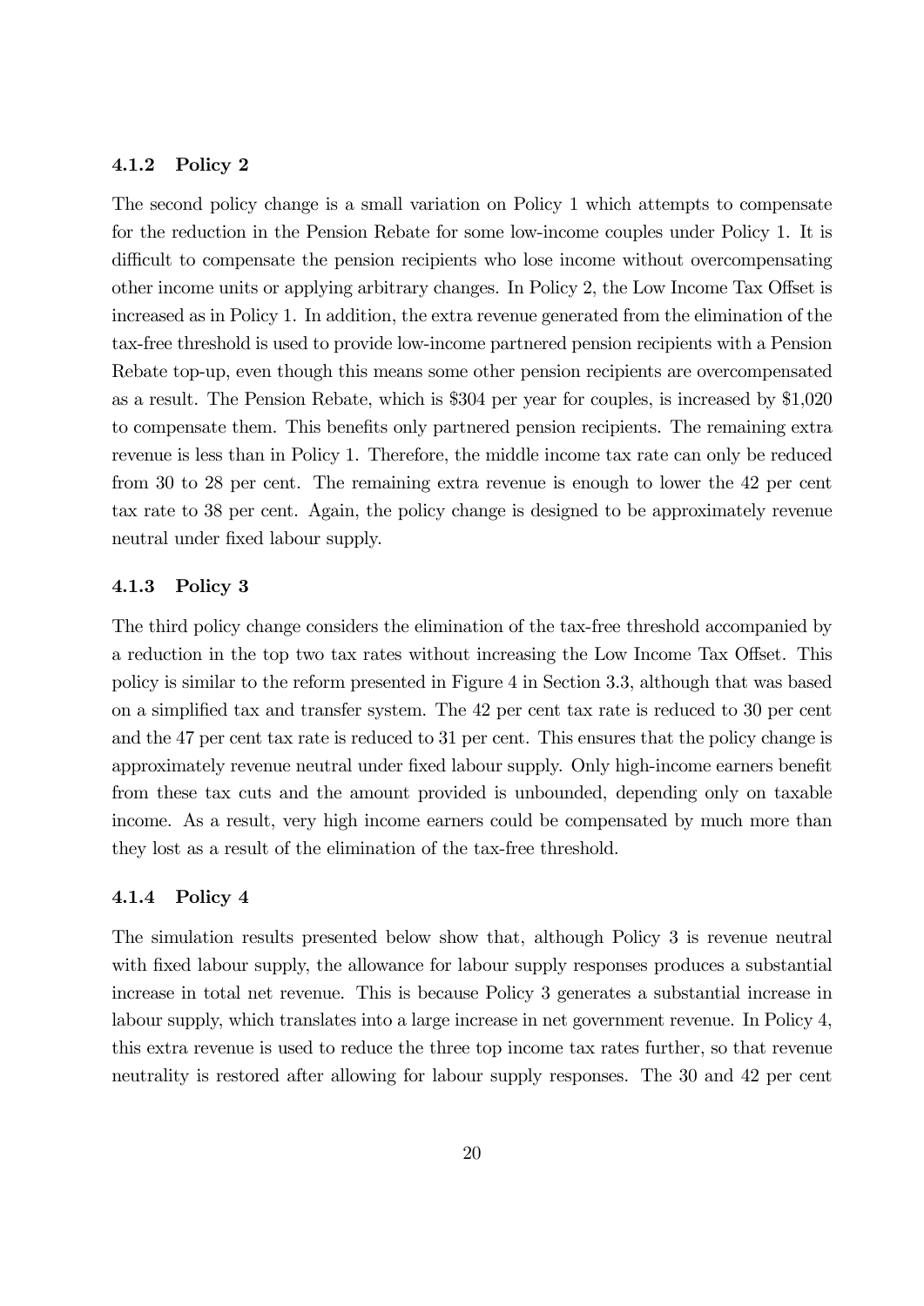### 4.1.2 Policy 2

The second policy change is a small variation on Policy 1 which attempts to compensate for the reduction in the Pension Rebate for some low-income couples under Policy 1. It is difficult to compensate the pension recipients who lose income without overcompensating other income units or applying arbitrary changes. In Policy 2, the Low Income Tax Offset is increased as in Policy 1. In addition, the extra revenue generated from the elimination of the tax-free threshold is used to provide low-income partnered pension recipients with a Pension Rebate top-up, even though this means some other pension recipients are overcompensated as a result. The Pension Rebate, which is $304 per year for couples, is increased by $1,020 to compensate them. This benefits only partnered pension recipients. The remaining extra revenue is less than in Policy 1. Therefore, the middle income tax rate can only be reduced from 30 to 28 per cent. The remaining extra revenue is enough to lower the 42 per cent tax rate to 38 per cent. Again, the policy change is designed to be approximately revenue neutral under fixed labour supply.

### 4.1.3 Policy 3

The third policy change considers the elimination of the tax-free threshold accompanied by a reduction in the top two tax rates without increasing the Low Income Tax Offset. This policy is similar to the reform presented in Figure 4 in Section 3.3, although that was based on a simplified tax and transfer system. The 42 per cent tax rate is reduced to 30 per cent and the 47 per cent tax rate is reduced to 31 per cent. This ensures that the policy change is approximately revenue neutral under fixed labour supply. Only high-income earners benefit from these tax cuts and the amount provided is unbounded, depending only on taxable income. As a result, very high income earners could be compensated by much more than they lost as a result of the elimination of the tax-free threshold.

### 4.1.4 Policy 4

The simulation results presented below show that, although Policy 3 is revenue neutral with fixed labour supply, the allowance for labour supply responses produces a substantial increase in total net revenue. This is because Policy 3 generates a substantial increase in labour supply, which translates into a large increase in net government revenue. In Policy 4, this extra revenue is used to reduce the three top income tax rates further, so that revenue neutrality is restored after allowing for labour supply responses. The 30 and 42 per cent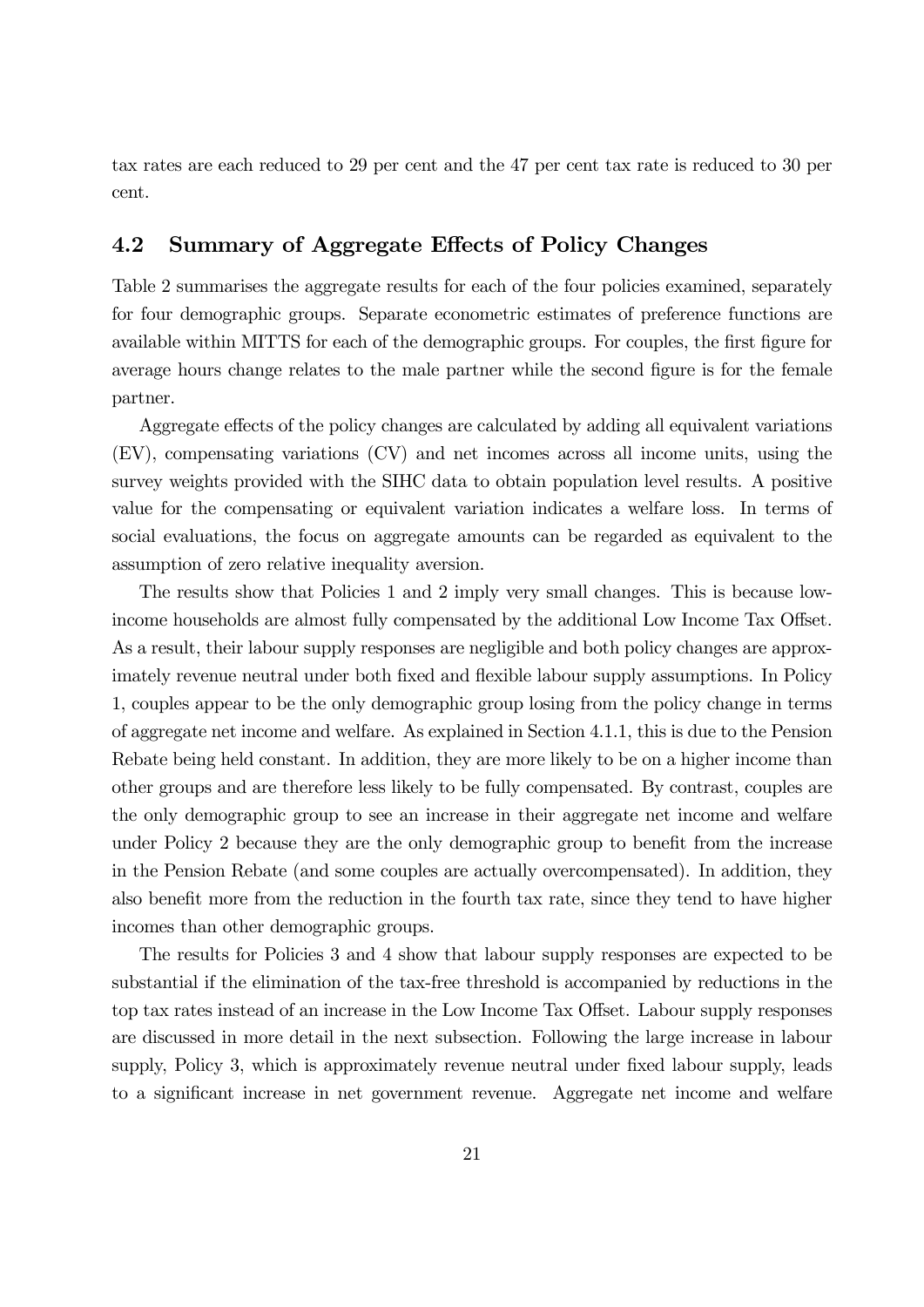tax rates are each reduced to 29 per cent and the 47 per cent tax rate is reduced to 30 per cent.

## 4.2 Summary of Aggregate Effects of Policy Changes

Table 2 summarises the aggregate results for each of the four policies examined, separately for four demographic groups. Separate econometric estimates of preference functions are available within MITTS for each of the demographic groups. For couples, the first figure for average hours change relates to the male partner while the second figure is for the female partner.

Aggregate effects of the policy changes are calculated by adding all equivalent variations (EV), compensating variations (CV) and net incomes across all income units, using the survey weights provided with the SIHC data to obtain population level results. A positive value for the compensating or equivalent variation indicates a welfare loss. In terms of social evaluations, the focus on aggregate amounts can be regarded as equivalent to the assumption of zero relative inequality aversion.

The results show that Policies 1 and 2 imply very small changes. This is because low-income households are almost fully compensated by the additional Low Income Tax Offset. As a result, their labour supply responses are negligible and both policy changes are approximately revenue neutral under both fixed and flexible labour supply assumptions. In Policy 1, couples appear to be the only demographic group losing from the policy change in terms of aggregate net income and welfare. As explained in Section 4.1.1, this is due to the Pension Rebate being held constant. In addition, they are more likely to be on a higher income than other groups and are therefore less likely to be fully compensated. By contrast, couples are the only demographic group to see an increase in their aggregate net income and welfare under Policy 2 because they are the only demographic group to benefit from the increase in the Pension Rebate (and some couples are actually overcompensated). In addition, they also benefit more from the reduction in the fourth tax rate, since they tend to have higher incomes than other demographic groups.

The results for Policies 3 and 4 show that labour supply responses are expected to be substantial if the elimination of the tax-free threshold is accompanied by reductions in the top tax rates instead of an increase in the Low Income Tax Offset. Labour supply responses are discussed in more detail in the next subsection. Following the large increase in labour supply, Policy 3, which is approximately revenue neutral under fixed labour supply, leads to a significant increase in net government revenue. Aggregate net income and welfare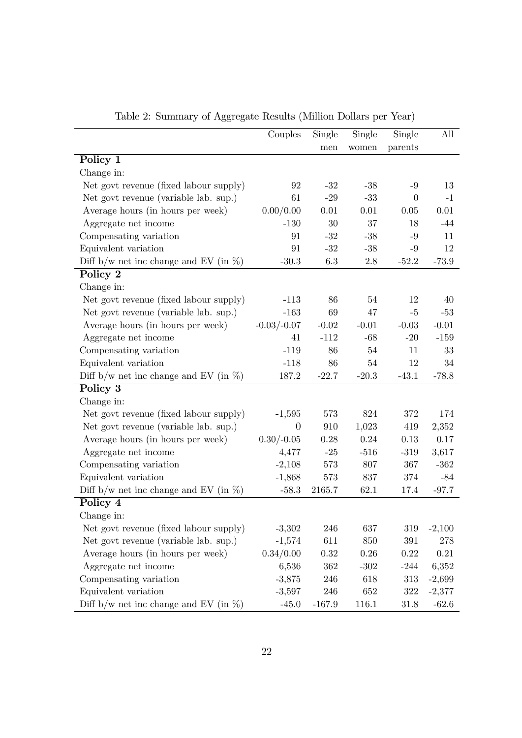Table 2: Summary of Aggregate Results (Million Dollars per Year)

| | Couples | Single men | Single women | Single parents | All |
|---|---|---|---|---|---|
| **Policy 1** | | | | | |
| Change in: | | | | | |
| Net govt revenue (fixed labour supply) | 92 | -32 | -38 | -9 | 13 |
| Net govt revenue (variable lab. sup.) | 61 | -29 | -33 | 0 | -1 |
| Average hours (in hours per week) | 0.00/0.00 | 0.01 | 0.01 | 0.05 | 0.01 |
| Aggregate net income | -130 | 30 | 37 | 18 | -44 |
| Compensating variation | 91 | -32 | -38 | -9 | 11 |
| Equivalent variation | 91 | -32 | -38 | -9 | 12 |
| Diff b/w net inc change and EV (in %) | -30.3 | 6.3 | 2.8 | -52.2 | -73.9 |
| **Policy 2** | | | | | |
| Change in: | | | | | |
| Net govt revenue (fixed labour supply) | -113 | 86 | 54 | 12 | 40 |
| Net govt revenue (variable lab. sup.) | -163 | 69 | 47 | -5 | -53 |
| Average hours (in hours per week) | -0.03/-0.07 | -0.02 | -0.01 | -0.03 | -0.01 |
| Aggregate net income | 41 | -112 | -68 | -20 | -159 |
| Compensating variation | -119 | 86 | 54 | 11 | 33 |
| Equivalent variation | -118 | 86 | 54 | 12 | 34 |
| Diff b/w net inc change and EV (in %) | 187.2 | -22.7 | -20.3 | -43.1 | -78.8 |
| **Policy 3** | | | | | |
| Change in: | | | | | |
| Net govt revenue (fixed labour supply) | -1,595 | 573 | 824 | 372 | 174 |
| Net govt revenue (variable lab. sup.) | 0 | 910 | 1,023 | 419 | 2,352 |
| Average hours (in hours per week) | 0.30/-0.05 | 0.28 | 0.24 | 0.13 | 0.17 |
| Aggregate net income | 4,477 | -25 | -516 | -319 | 3,617 |
| Compensating variation | -2,108 | 573 | 807 | 367 | -362 |
| Equivalent variation | -1,868 | 573 | 837 | 374 | -84 |
| Diff b/w net inc change and EV (in %) | -58.3 | 2165.7 | 62.1 | 17.4 | -97.7 |
| **Policy 4** | | | | | |
| Change in: | | | | | |
| Net govt revenue (fixed labour supply) | -3,302 | 246 | 637 | 319 | -2,100 |
| Net govt revenue (variable lab. sup.) | -1,574 | 611 | 850 | 391 | 278 |
| Average hours (in hours per week) | 0.34/0.00 | 0.32 | 0.26 | 0.22 | 0.21 |
| Aggregate net income | 6,536 | 362 | -302 | -244 | 6,352 |
| Compensating variation | -3,875 | 246 | 618 | 313 | -2,699 |
| Equivalent variation | -3,597 | 246 | 652 | 322 | -2,377 |
| Diff b/w net inc change and EV (in %) | -45.0 | -167.9 | 116.1 | 31.8 | -62.6 |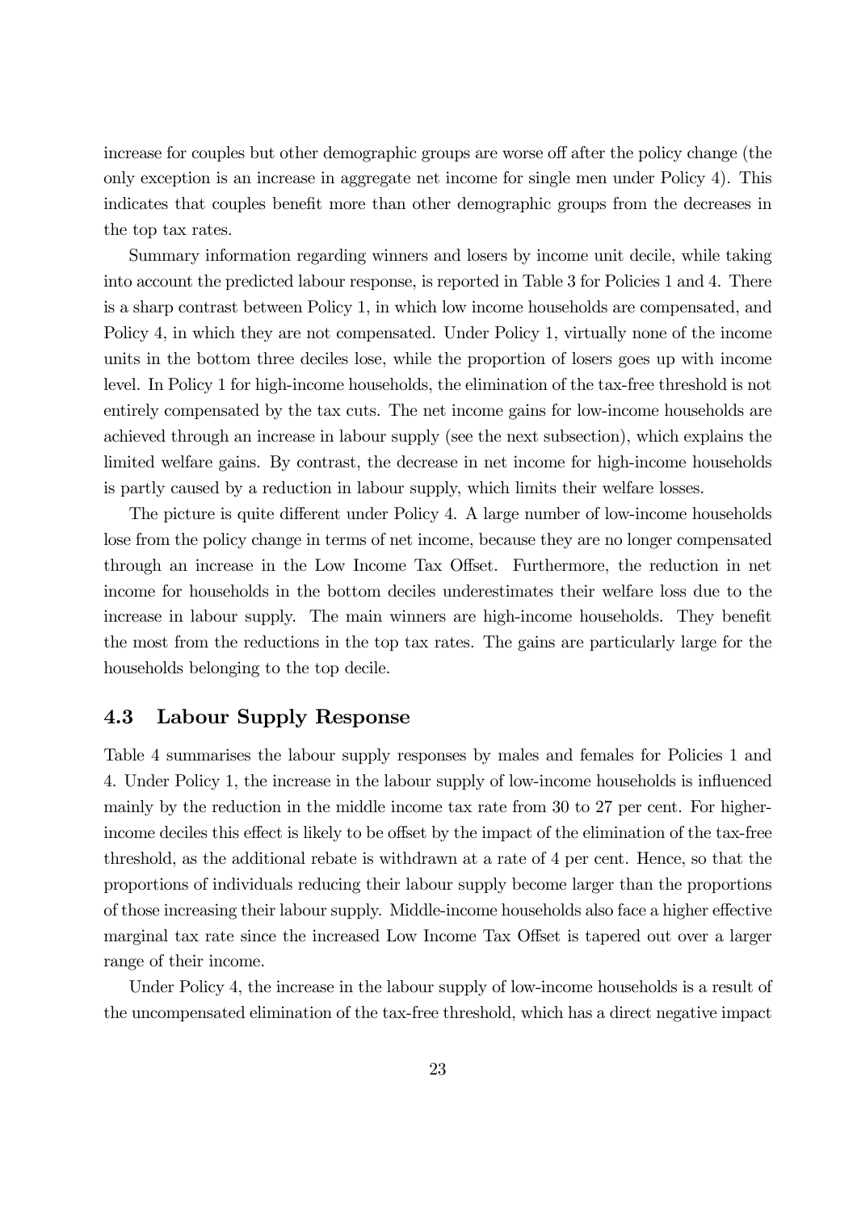increase for couples but other demographic groups are worse off after the policy change (the only exception is an increase in aggregate net income for single men under Policy 4). This indicates that couples benefit more than other demographic groups from the decreases in the top tax rates.

Summary information regarding winners and losers by income unit decile, while taking into account the predicted labour response, is reported in Table 3 for Policies 1 and 4. There is a sharp contrast between Policy 1, in which low income households are compensated, and Policy 4, in which they are not compensated. Under Policy 1, virtually none of the income units in the bottom three deciles lose, while the proportion of losers goes up with income level. In Policy 1 for high-income households, the elimination of the tax-free threshold is not entirely compensated by the tax cuts. The net income gains for low-income households are achieved through an increase in labour supply (see the next subsection), which explains the limited welfare gains. By contrast, the decrease in net income for high-income households is partly caused by a reduction in labour supply, which limits their welfare losses.

The picture is quite different under Policy 4. A large number of low-income households lose from the policy change in terms of net income, because they are no longer compensated through an increase in the Low Income Tax Offset. Furthermore, the reduction in net income for households in the bottom deciles underestimates their welfare loss due to the increase in labour supply. The main winners are high-income households. They benefit the most from the reductions in the top tax rates. The gains are particularly large for the households belonging to the top decile.

## 4.3 Labour Supply Response

Table 4 summarises the labour supply responses by males and females for Policies 1 and 4. Under Policy 1, the increase in the labour supply of low-income households is influenced mainly by the reduction in the middle income tax rate from 30 to 27 per cent. For higher-income deciles this effect is likely to be offset by the impact of the elimination of the tax-free threshold, as the additional rebate is withdrawn at a rate of 4 per cent. Hence, so that the proportions of individuals reducing their labour supply become larger than the proportions of those increasing their labour supply. Middle-income households also face a higher effective marginal tax rate since the increased Low Income Tax Offset is tapered out over a larger range of their income.

Under Policy 4, the increase in the labour supply of low-income households is a result of the uncompensated elimination of the tax-free threshold, which has a direct negative impact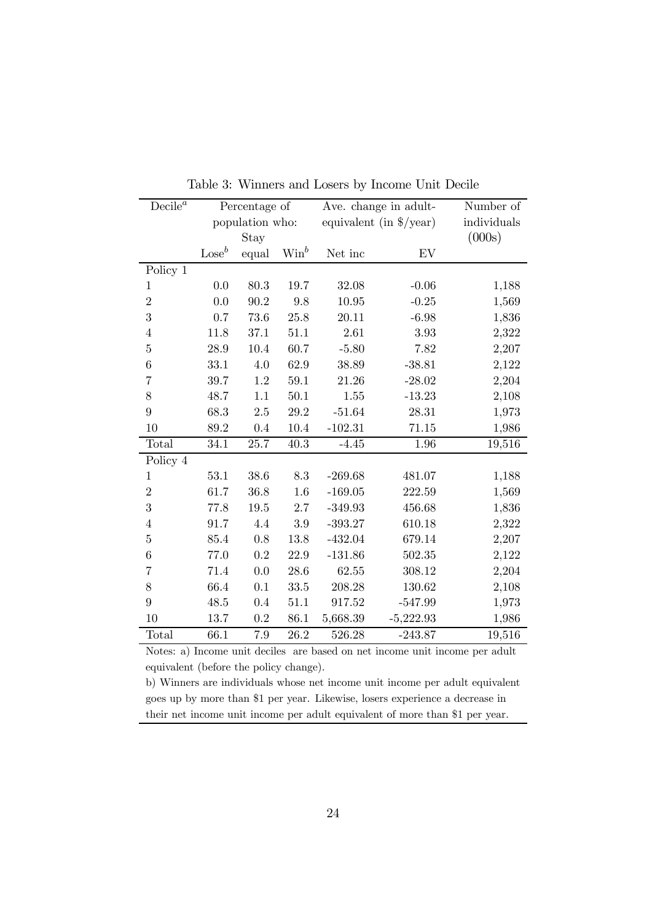Table 3: Winners and Losers by Income Unit Decile

| Decile[a] | Percentage of population who: | | | Ave. change in adult-equivalent (in $/year) | | Number of individuals (000s) |
|---|---|---|---|---|---|---|
| | Lose[b] | Stay equal | Win[b] | Net inc | EV | |
| Policy 1 | | | | | | |
| 1 | 0.0 | 80.3 | 19.7 | 32.08 | -0.06 | 1,188 |
| 2 | 0.0 | 90.2 | 9.8 | 10.95 | -0.25 | 1,569 |
| 3 | 0.7 | 73.6 | 25.8 | 20.11 | -6.98 | 1,836 |
| 4 | 11.8 | 37.1 | 51.1 | 2.61 | 3.93 | 2,322 |
| 5 | 28.9 | 10.4 | 60.7 | -5.80 | 7.82 | 2,207 |
| 6 | 33.1 | 4.0 | 62.9 | 38.89 | -38.81 | 2,122 |
| 7 | 39.7 | 1.2 | 59.1 | 21.26 | -28.02 | 2,204 |
| 8 | 48.7 | 1.1 | 50.1 | 1.55 | -13.23 | 2,108 |
| 9 | 68.3 | 2.5 | 29.2 | -51.64 | 28.31 | 1,973 |
| 10 | 89.2 | 0.4 | 10.4 | -102.31 | 71.15 | 1,986 |
| Total | 34.1 | 25.7 | 40.3 | -4.45 | 1.96 | 19,516 |
| Policy 4 | | | | | | |
| 1 | 53.1 | 38.6 | 8.3 | -269.68 | 481.07 | 1,188 |
| 2 | 61.7 | 36.8 | 1.6 | -169.05 | 222.59 | 1,569 |
| 3 | 77.8 | 19.5 | 2.7 | -349.93 | 456.68 | 1,836 |
| 4 | 91.7 | 4.4 | 3.9 | -393.27 | 610.18 | 2,322 |
| 5 | 85.4 | 0.8 | 13.8 | -432.04 | 679.14 | 2,207 |
| 6 | 77.0 | 0.2 | 22.9 | -131.86 | 502.35 | 2,122 |
| 7 | 71.4 | 0.0 | 28.6 | 62.55 | 308.12 | 2,204 |
| 8 | 66.4 | 0.1 | 33.5 | 208.28 | 130.62 | 2,108 |
| 9 | 48.5 | 0.4 | 51.1 | 917.52 | -547.99 | 1,973 |
| 10 | 13.7 | 0.2 | 86.1 | 5,668.39 | -5,222.93 | 1,986 |
| Total | 66.1 | 7.9 | 26.2 | 526.28 | -243.87 | 19,516 |

Notes: a) Income unit deciles are based on net income unit income per adult equivalent (before the policy change).
b) Winners are individuals whose net income unit income per adult equivalent goes up by more than $1 per year. Likewise, losers experience a decrease in their net income unit income per adult equivalent of more than $1 per year.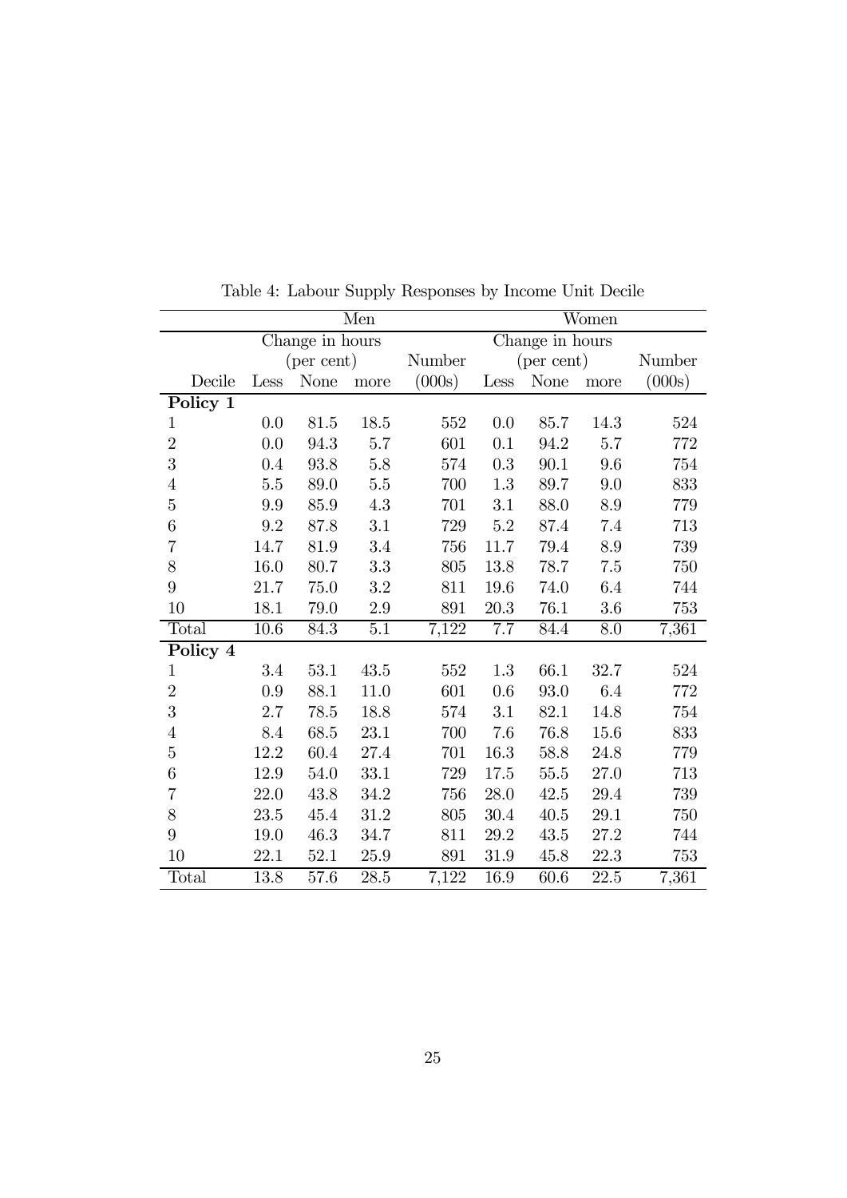Table 4: Labour Supply Responses by Income Unit Decile

| | Men | | | | Women | | | |
|---|---|---|---|---|---|---|---|---|
| | Change in hours (per cent) | | | Number | Change in hours (per cent) | | | Number |
| Decile | Less | None | more | (000s) | Less | None | more | (000s) |
| **Policy 1** | | | | | | | | |
| 1 | 0.0 | 81.5 | 18.5 | 552 | 0.0 | 85.7 | 14.3 | 524 |
| 2 | 0.0 | 94.3 | 5.7 | 601 | 0.1 | 94.2 | 5.7 | 772 |
| 3 | 0.4 | 93.8 | 5.8 | 574 | 0.3 | 90.1 | 9.6 | 754 |
| 4 | 5.5 | 89.0 | 5.5 | 700 | 1.3 | 89.7 | 9.0 | 833 |
| 5 | 9.9 | 85.9 | 4.3 | 701 | 3.1 | 88.0 | 8.9 | 779 |
| 6 | 9.2 | 87.8 | 3.1 | 729 | 5.2 | 87.4 | 7.4 | 713 |
| 7 | 14.7 | 81.9 | 3.4 | 756 | 11.7 | 79.4 | 8.9 | 739 |
| 8 | 16.0 | 80.7 | 3.3 | 805 | 13.8 | 78.7 | 7.5 | 750 |
| 9 | 21.7 | 75.0 | 3.2 | 811 | 19.6 | 74.0 | 6.4 | 744 |
| 10 | 18.1 | 79.0 | 2.9 | 891 | 20.3 | 76.1 | 3.6 | 753 |
| Total | 10.6 | 84.3 | 5.1 | 7,122 | 7.7 | 84.4 | 8.0 | 7,361 |
| **Policy 4** | | | | | | | | |
| 1 | 3.4 | 53.1 | 43.5 | 552 | 1.3 | 66.1 | 32.7 | 524 |
| 2 | 0.9 | 88.1 | 11.0 | 601 | 0.6 | 93.0 | 6.4 | 772 |
| 3 | 2.7 | 78.5 | 18.8 | 574 | 3.1 | 82.1 | 14.8 | 754 |
| 4 | 8.4 | 68.5 | 23.1 | 700 | 7.6 | 76.8 | 15.6 | 833 |
| 5 | 12.2 | 60.4 | 27.4 | 701 | 16.3 | 58.8 | 24.8 | 779 |
| 6 | 12.9 | 54.0 | 33.1 | 729 | 17.5 | 55.5 | 27.0 | 713 |
| 7 | 22.0 | 43.8 | 34.2 | 756 | 28.0 | 42.5 | 29.4 | 739 |
| 8 | 23.5 | 45.4 | 31.2 | 805 | 30.4 | 40.5 | 29.1 | 750 |
| 9 | 19.0 | 46.3 | 34.7 | 811 | 29.2 | 43.5 | 27.2 | 744 |
| 10 | 22.1 | 52.1 | 25.9 | 891 | 31.9 | 45.8 | 22.3 | 753 |
| Total | 13.8 | 57.6 | 28.5 | 7,122 | 16.9 | 60.6 | 22.5 | 7,361 |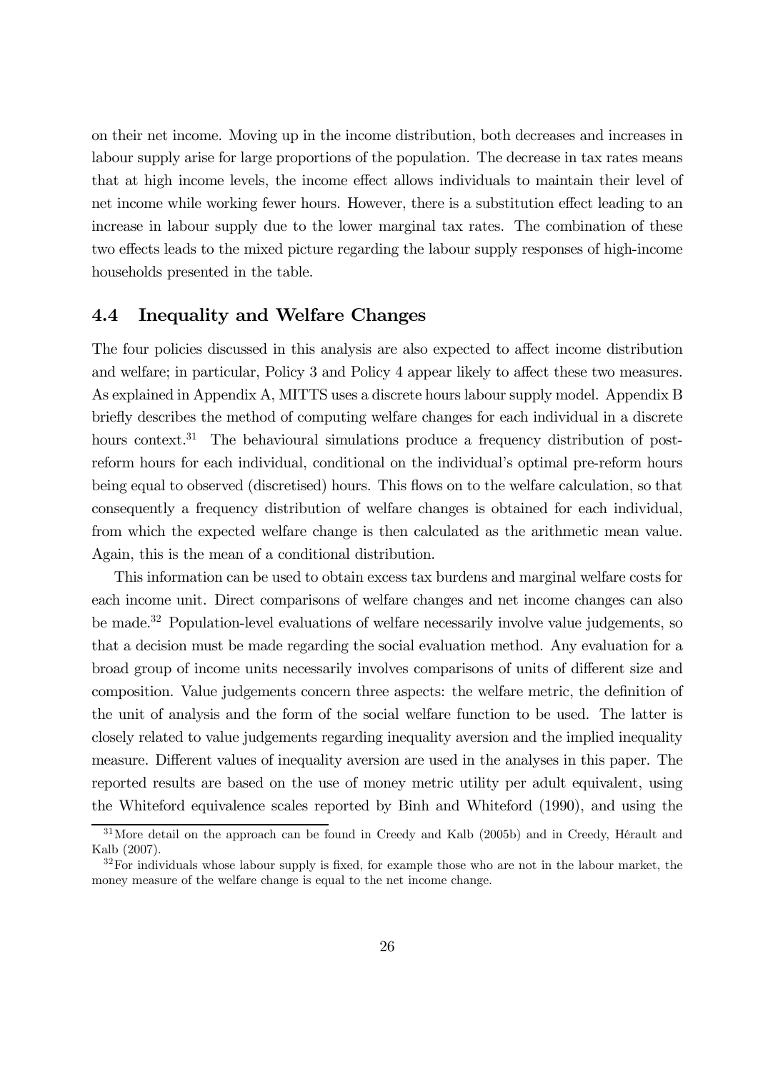on their net income. Moving up in the income distribution, both decreases and increases in labour supply arise for large proportions of the population. The decrease in tax rates means that at high income levels, the income effect allows individuals to maintain their level of net income while working fewer hours. However, there is a substitution effect leading to an increase in labour supply due to the lower marginal tax rates. The combination of these two effects leads to the mixed picture regarding the labour supply responses of high-income households presented in the table.

## 4.4 Inequality and Welfare Changes

The four policies discussed in this analysis are also expected to affect income distribution and welfare; in particular, Policy 3 and Policy 4 appear likely to affect these two measures. As explained in Appendix A, MITTS uses a discrete hours labour supply model. Appendix B briefly describes the method of computing welfare changes for each individual in a discrete hours context.[31] The behavioural simulations produce a frequency distribution of post-reform hours for each individual, conditional on the individual's optimal pre-reform hours being equal to observed (discretised) hours. This flows on to the welfare calculation, so that consequently a frequency distribution of welfare changes is obtained for each individual, from which the expected welfare change is then calculated as the arithmetic mean value. Again, this is the mean of a conditional distribution.

This information can be used to obtain excess tax burdens and marginal welfare costs for each income unit. Direct comparisons of welfare changes and net income changes can also be made.[32] Population-level evaluations of welfare necessarily involve value judgements, so that a decision must be made regarding the social evaluation method. Any evaluation for a broad group of income units necessarily involves comparisons of units of different size and composition. Value judgements concern three aspects: the welfare metric, the definition of the unit of analysis and the form of the social welfare function to be used. The latter is closely related to value judgements regarding inequality aversion and the implied inequality measure. Different values of inequality aversion are used in the analyses in this paper. The reported results are based on the use of money metric utility per adult equivalent, using the Whiteford equivalence scales reported by Binh and Whiteford (1990), and using the

[31] More detail on the approach can be found in Creedy and Kalb (2005b) and in Creedy, Hérault and Kalb (2007).

[32] For individuals whose labour supply is fixed, for example those who are not in the labour market, the money measure of the welfare change is equal to the net income change.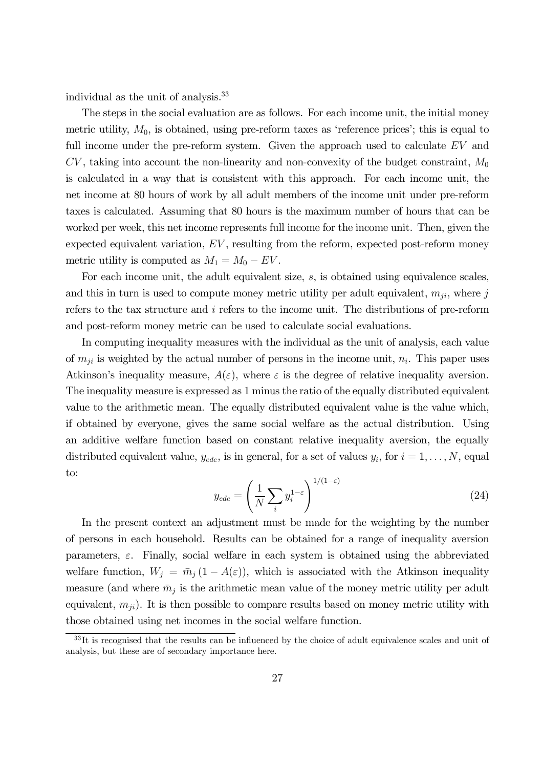individual as the unit of analysis.[33]

The steps in the social evaluation are as follows. For each income unit, the initial money metric utility, $M_0$, is obtained, using pre-reform taxes as 'reference prices'; this is equal to full income under the pre-reform system. Given the approach used to calculate $EV$ and $CV$, taking into account the non-linearity and non-convexity of the budget constraint, $M_0$ is calculated in a way that is consistent with this approach. For each income unit, the net income at 80 hours of work by all adult members of the income unit under pre-reform taxes is calculated. Assuming that 80 hours is the maximum number of hours that can be worked per week, this net income represents full income for the income unit. Then, given the expected equivalent variation, $EV$, resulting from the reform, expected post-reform money metric utility is computed as $M_1 = M_0 - EV$.

For each income unit, the adult equivalent size, $s$, is obtained using equivalence scales, and this in turn is used to compute money metric utility per adult equivalent, $m_{ji}$, where $j$ refers to the tax structure and $i$ refers to the income unit. The distributions of pre-reform and post-reform money metric can be used to calculate social evaluations.

In computing inequality measures with the individual as the unit of analysis, each value of $m_{ji}$ is weighted by the actual number of persons in the income unit, $n_i$. This paper uses Atkinson's inequality measure, $A(\varepsilon)$, where $\varepsilon$ is the degree of relative inequality aversion. The inequality measure is expressed as 1 minus the ratio of the equally distributed equivalent value to the arithmetic mean. The equally distributed equivalent value is the value which, if obtained by everyone, gives the same social welfare as the actual distribution. Using an additive welfare function based on constant relative inequality aversion, the equally distributed equivalent value, $y_{ede}$, is in general, for a set of values $y_i$, for $i = 1, \ldots, N$, equal to:

$$y_{ede} = \left( \frac{1}{N} \sum_i y_i^{1-\varepsilon} \right)^{1/(1-\varepsilon)} \tag{24}$$

In the present context an adjustment must be made for the weighting by the number of persons in each household. Results can be obtained for a range of inequality aversion parameters, $\varepsilon$. Finally, social welfare in each system is obtained using the abbreviated welfare function, $W_j = \bar{m}_j (1 - A(\varepsilon))$, which is associated with the Atkinson inequality measure (and where $\bar{m}_j$ is the arithmetic mean value of the money metric utility per adult equivalent, $m_{ji}$). It is then possible to compare results based on money metric utility with those obtained using net incomes in the social welfare function.

[33]It is recognised that the results can be influenced by the choice of adult equivalence scales and unit of analysis, but these are of secondary importance here.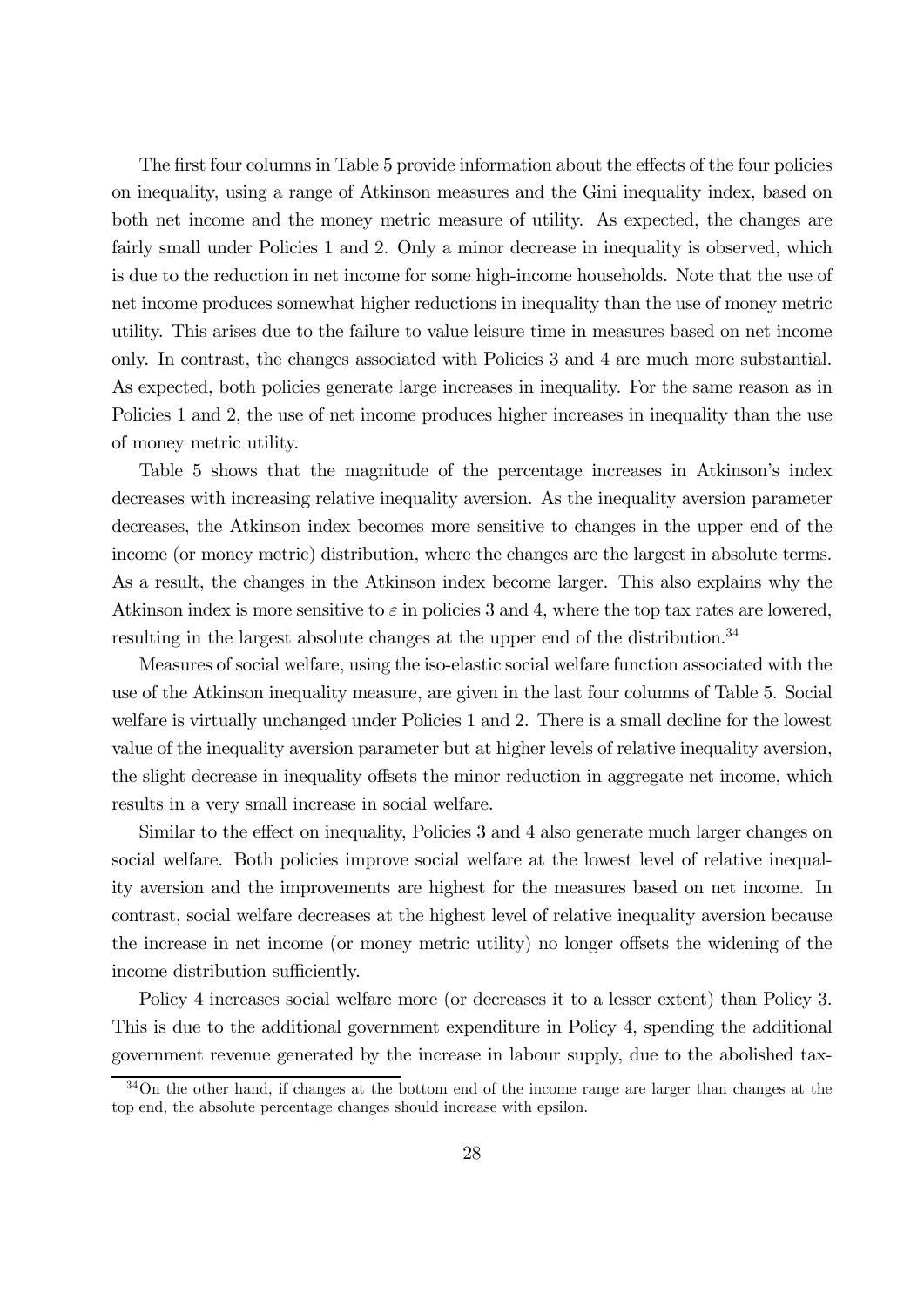The first four columns in Table 5 provide information about the effects of the four policies on inequality, using a range of Atkinson measures and the Gini inequality index, based on both net income and the money metric measure of utility. As expected, the changes are fairly small under Policies 1 and 2. Only a minor decrease in inequality is observed, which is due to the reduction in net income for some high-income households. Note that the use of net income produces somewhat higher reductions in inequality than the use of money metric utility. This arises due to the failure to value leisure time in measures based on net income only. In contrast, the changes associated with Policies 3 and 4 are much more substantial. As expected, both policies generate large increases in inequality. For the same reason as in Policies 1 and 2, the use of net income produces higher increases in inequality than the use of money metric utility.

Table 5 shows that the magnitude of the percentage increases in Atkinson's index decreases with increasing relative inequality aversion. As the inequality aversion parameter decreases, the Atkinson index becomes more sensitive to changes in the upper end of the income (or money metric) distribution, where the changes are the largest in absolute terms. As a result, the changes in the Atkinson index become larger. This also explains why the Atkinson index is more sensitive to $\varepsilon$ in policies 3 and 4, where the top tax rates are lowered, resulting in the largest absolute changes at the upper end of the distribution.[34]

Measures of social welfare, using the iso-elastic social welfare function associated with the use of the Atkinson inequality measure, are given in the last four columns of Table 5. Social welfare is virtually unchanged under Policies 1 and 2. There is a small decline for the lowest value of the inequality aversion parameter but at higher levels of relative inequality aversion, the slight decrease in inequality offsets the minor reduction in aggregate net income, which results in a very small increase in social welfare.

Similar to the effect on inequality, Policies 3 and 4 also generate much larger changes on social welfare. Both policies improve social welfare at the lowest level of relative inequality aversion and the improvements are highest for the measures based on net income. In contrast, social welfare decreases at the highest level of relative inequality aversion because the increase in net income (or money metric utility) no longer offsets the widening of the income distribution sufficiently.

Policy 4 increases social welfare more (or decreases it to a lesser extent) than Policy 3. This is due to the additional government expenditure in Policy 4, spending the additional government revenue generated by the increase in labour supply, due to the abolished tax-

[34]On the other hand, if changes at the bottom end of the income range are larger than changes at the top end, the absolute percentage changes should increase with epsilon.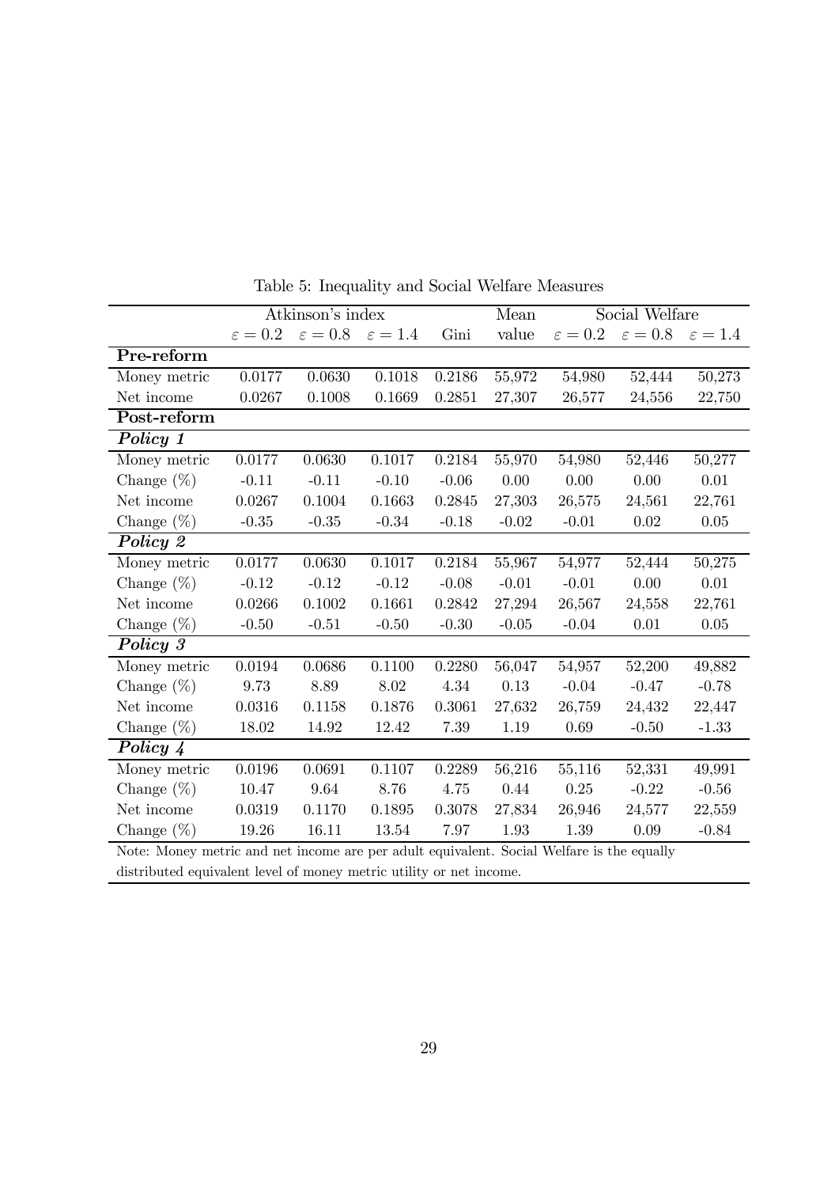Table 5: Inequality and Social Welfare Measures

| | Atkinson's index | | | Gini | Mean | Social Welfare | | |
|---|---|---|---|---|---|---|---|---|
| | $\varepsilon = 0.2$ | $\varepsilon = 0.8$ | $\varepsilon = 1.4$ | Gini | value | $\varepsilon = 0.2$ | $\varepsilon = 0.8$ | $\varepsilon = 1.4$ |
| **Pre-reform** | | | | | | | | |
| Money metric | 0.0177 | 0.0630 | 0.1018 | 0.2186 | 55,972 | 54,980 | 52,444 | 50,273 |
| Net income | 0.0267 | 0.1008 | 0.1669 | 0.2851 | 27,307 | 26,577 | 24,556 | 22,750 |
| **Post-reform** | | | | | | | | |
| ***Policy 1*** | | | | | | | | |
| Money metric | 0.0177 | 0.0630 | 0.1017 | 0.2184 | 55,970 | 54,980 | 52,446 | 50,277 |
| Change (%) | -0.11 | -0.11 | -0.10 | -0.06 | 0.00 | 0.00 | 0.00 | 0.01 |
| Net income | 0.0267 | 0.1004 | 0.1663 | 0.2845 | 27,303 | 26,575 | 24,561 | 22,761 |
| Change (%) | -0.35 | -0.35 | -0.34 | -0.18 | -0.02 | -0.01 | 0.02 | 0.05 |
| ***Policy 2*** | | | | | | | | |
| Money metric | 0.0177 | 0.0630 | 0.1017 | 0.2184 | 55,967 | 54,977 | 52,444 | 50,275 |
| Change (%) | -0.12 | -0.12 | -0.12 | -0.08 | -0.01 | -0.01 | 0.00 | 0.01 |
| Net income | 0.0266 | 0.1002 | 0.1661 | 0.2842 | 27,294 | 26,567 | 24,558 | 22,761 |
| Change (%) | -0.50 | -0.51 | -0.50 | -0.30 | -0.05 | -0.04 | 0.01 | 0.05 |
| ***Policy 3*** | | | | | | | | |
| Money metric | 0.0194 | 0.0686 | 0.1100 | 0.2280 | 56,047 | 54,957 | 52,200 | 49,882 |
| Change (%) | 9.73 | 8.89 | 8.02 | 4.34 | 0.13 | -0.04 | -0.47 | -0.78 |
| Net income | 0.0316 | 0.1158 | 0.1876 | 0.3061 | 27,632 | 26,759 | 24,432 | 22,447 |
| Change (%) | 18.02 | 14.92 | 12.42 | 7.39 | 1.19 | 0.69 | -0.50 | -1.33 |
| ***Policy 4*** | | | | | | | | |
| Money metric | 0.0196 | 0.0691 | 0.1107 | 0.2289 | 56,216 | 55,116 | 52,331 | 49,991 |
| Change (%) | 10.47 | 9.64 | 8.76 | 4.75 | 0.44 | 0.25 | -0.22 | -0.56 |
| Net income | 0.0319 | 0.1170 | 0.1895 | 0.3078 | 27,834 | 26,946 | 24,577 | 22,559 |
| Change (%) | 19.26 | 16.11 | 13.54 | 7.97 | 1.93 | 1.39 | 0.09 | -0.84 |

Note: Money metric and net income are per adult equivalent. Social Welfare is the equally distributed equivalent level of money metric utility or net income.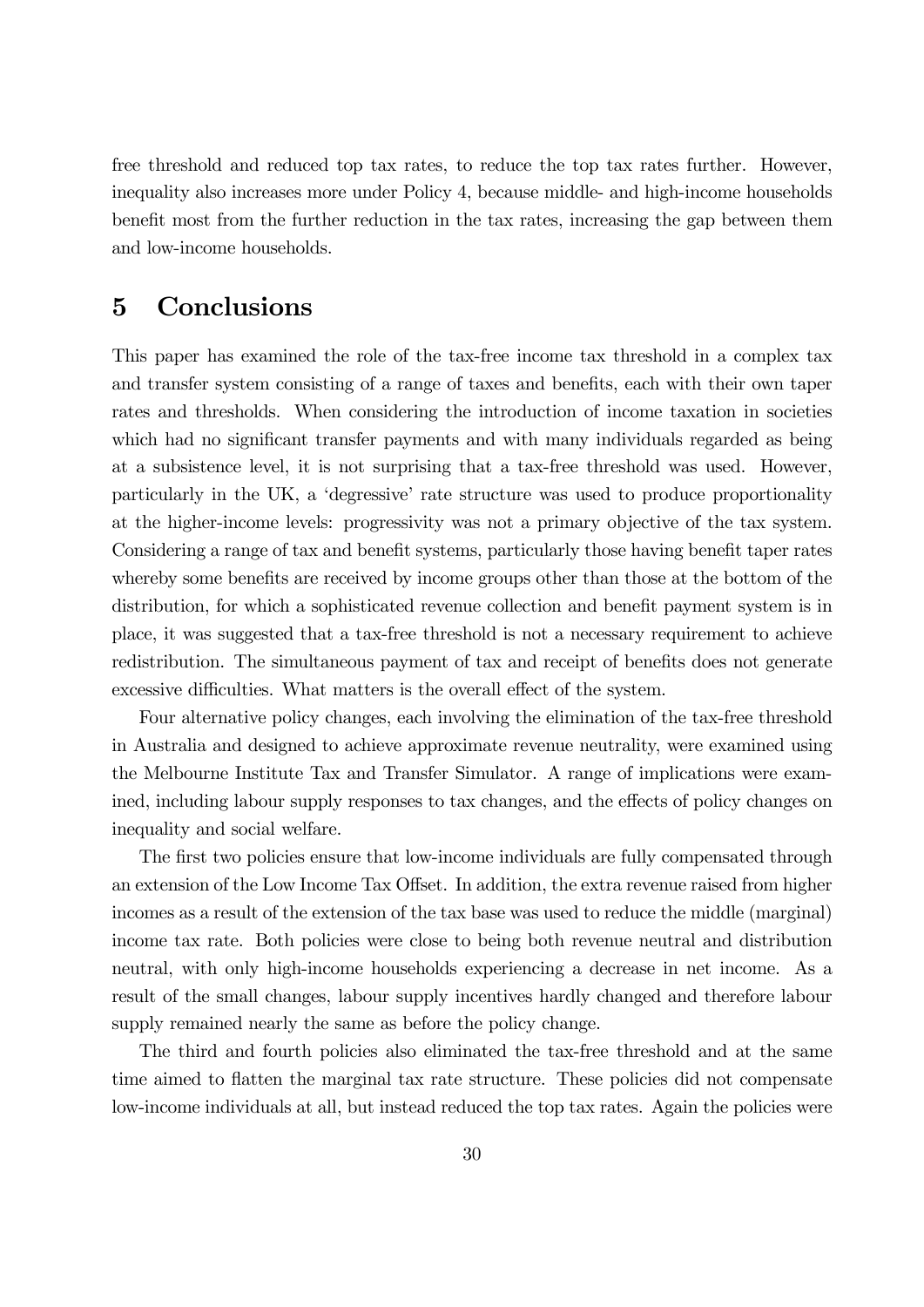free threshold and reduced top tax rates, to reduce the top tax rates further. However, inequality also increases more under Policy 4, because middle- and high-income households benefit most from the further reduction in the tax rates, increasing the gap between them and low-income households.

# 5 Conclusions

This paper has examined the role of the tax-free income tax threshold in a complex tax and transfer system consisting of a range of taxes and benefits, each with their own taper rates and thresholds. When considering the introduction of income taxation in societies which had no significant transfer payments and with many individuals regarded as being at a subsistence level, it is not surprising that a tax-free threshold was used. However, particularly in the UK, a 'degressive' rate structure was used to produce proportionality at the higher-income levels: progressivity was not a primary objective of the tax system. Considering a range of tax and benefit systems, particularly those having benefit taper rates whereby some benefits are received by income groups other than those at the bottom of the distribution, for which a sophisticated revenue collection and benefit payment system is in place, it was suggested that a tax-free threshold is not a necessary requirement to achieve redistribution. The simultaneous payment of tax and receipt of benefits does not generate excessive difficulties. What matters is the overall effect of the system.

Four alternative policy changes, each involving the elimination of the tax-free threshold in Australia and designed to achieve approximate revenue neutrality, were examined using the Melbourne Institute Tax and Transfer Simulator. A range of implications were examined, including labour supply responses to tax changes, and the effects of policy changes on inequality and social welfare.

The first two policies ensure that low-income individuals are fully compensated through an extension of the Low Income Tax Offset. In addition, the extra revenue raised from higher incomes as a result of the extension of the tax base was used to reduce the middle (marginal) income tax rate. Both policies were close to being both revenue neutral and distribution neutral, with only high-income households experiencing a decrease in net income. As a result of the small changes, labour supply incentives hardly changed and therefore labour supply remained nearly the same as before the policy change.

The third and fourth policies also eliminated the tax-free threshold and at the same time aimed to flatten the marginal tax rate structure. These policies did not compensate low-income individuals at all, but instead reduced the top tax rates. Again the policies were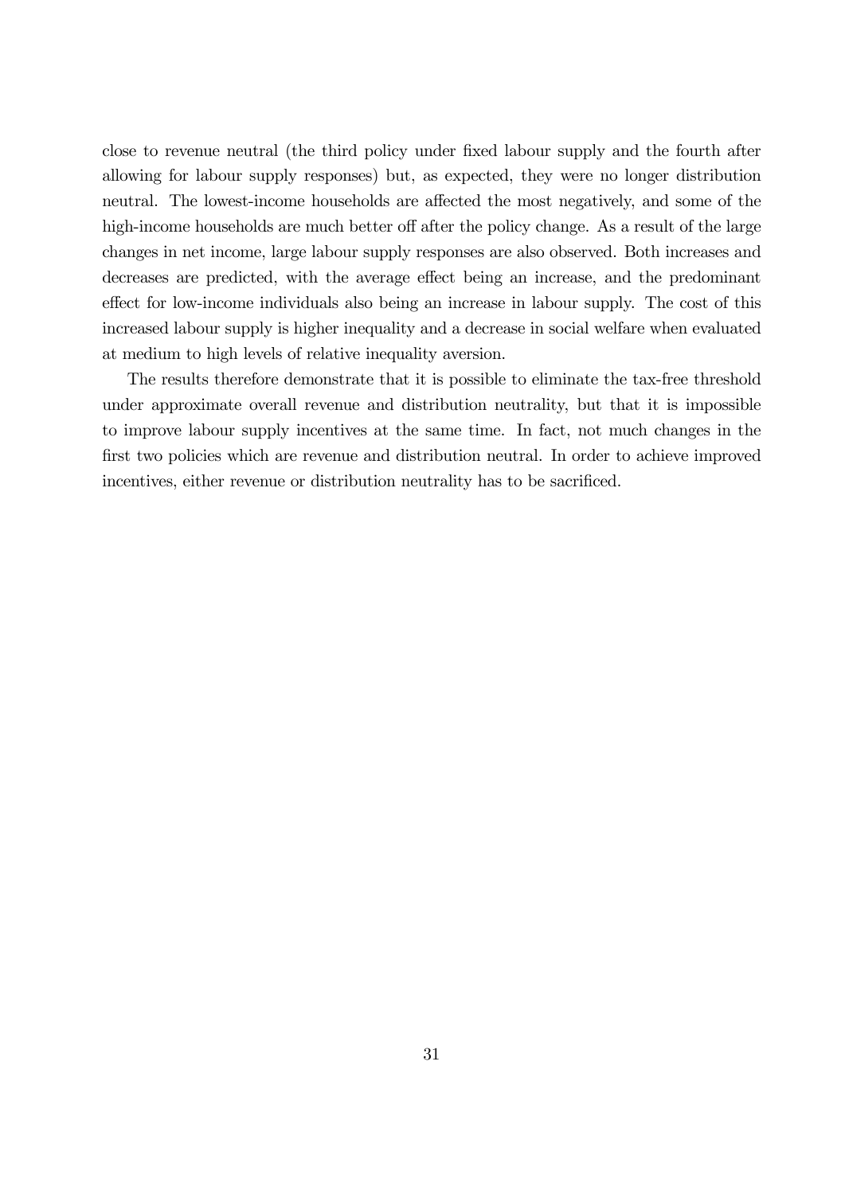close to revenue neutral (the third policy under fixed labour supply and the fourth after allowing for labour supply responses) but, as expected, they were no longer distribution neutral. The lowest-income households are affected the most negatively, and some of the high-income households are much better off after the policy change. As a result of the large changes in net income, large labour supply responses are also observed. Both increases and decreases are predicted, with the average effect being an increase, and the predominant effect for low-income individuals also being an increase in labour supply. The cost of this increased labour supply is higher inequality and a decrease in social welfare when evaluated at medium to high levels of relative inequality aversion.

The results therefore demonstrate that it is possible to eliminate the tax-free threshold under approximate overall revenue and distribution neutrality, but that it is impossible to improve labour supply incentives at the same time. In fact, not much changes in the first two policies which are revenue and distribution neutral. In order to achieve improved incentives, either revenue or distribution neutrality has to be sacrificed.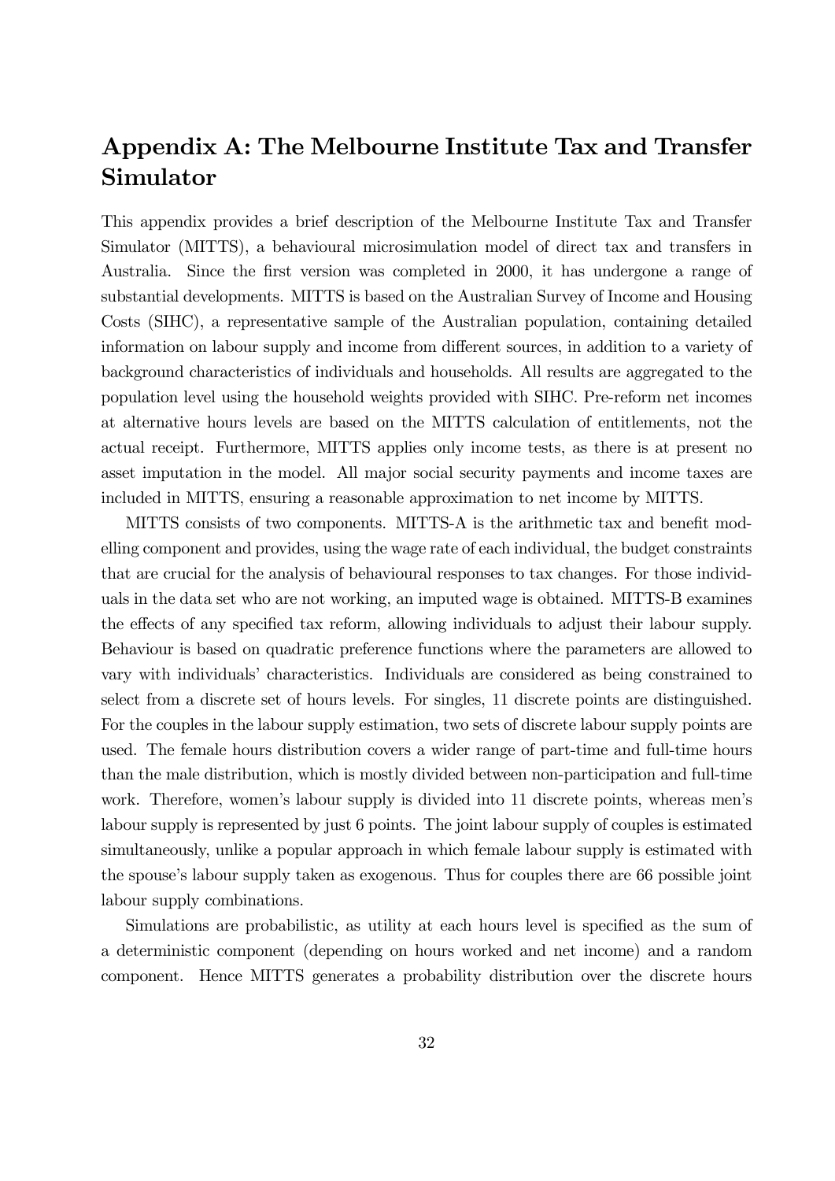# Appendix A: The Melbourne Institute Tax and Transfer Simulator

This appendix provides a brief description of the Melbourne Institute Tax and Transfer Simulator (MITTS), a behavioural microsimulation model of direct tax and transfers in Australia. Since the first version was completed in 2000, it has undergone a range of substantial developments. MITTS is based on the Australian Survey of Income and Housing Costs (SIHC), a representative sample of the Australian population, containing detailed information on labour supply and income from different sources, in addition to a variety of background characteristics of individuals and households. All results are aggregated to the population level using the household weights provided with SIHC. Pre-reform net incomes at alternative hours levels are based on the MITTS calculation of entitlements, not the actual receipt. Furthermore, MITTS applies only income tests, as there is at present no asset imputation in the model. All major social security payments and income taxes are included in MITTS, ensuring a reasonable approximation to net income by MITTS.

MITTS consists of two components. MITTS-A is the arithmetic tax and benefit modelling component and provides, using the wage rate of each individual, the budget constraints that are crucial for the analysis of behavioural responses to tax changes. For those individuals in the data set who are not working, an imputed wage is obtained. MITTS-B examines the effects of any specified tax reform, allowing individuals to adjust their labour supply. Behaviour is based on quadratic preference functions where the parameters are allowed to vary with individuals' characteristics. Individuals are considered as being constrained to select from a discrete set of hours levels. For singles, 11 discrete points are distinguished. For the couples in the labour supply estimation, two sets of discrete labour supply points are used. The female hours distribution covers a wider range of part-time and full-time hours than the male distribution, which is mostly divided between non-participation and full-time work. Therefore, women's labour supply is divided into 11 discrete points, whereas men's labour supply is represented by just 6 points. The joint labour supply of couples is estimated simultaneously, unlike a popular approach in which female labour supply is estimated with the spouse's labour supply taken as exogenous. Thus for couples there are 66 possible joint labour supply combinations.

Simulations are probabilistic, as utility at each hours level is specified as the sum of a deterministic component (depending on hours worked and net income) and a random component. Hence MITTS generates a probability distribution over the discrete hours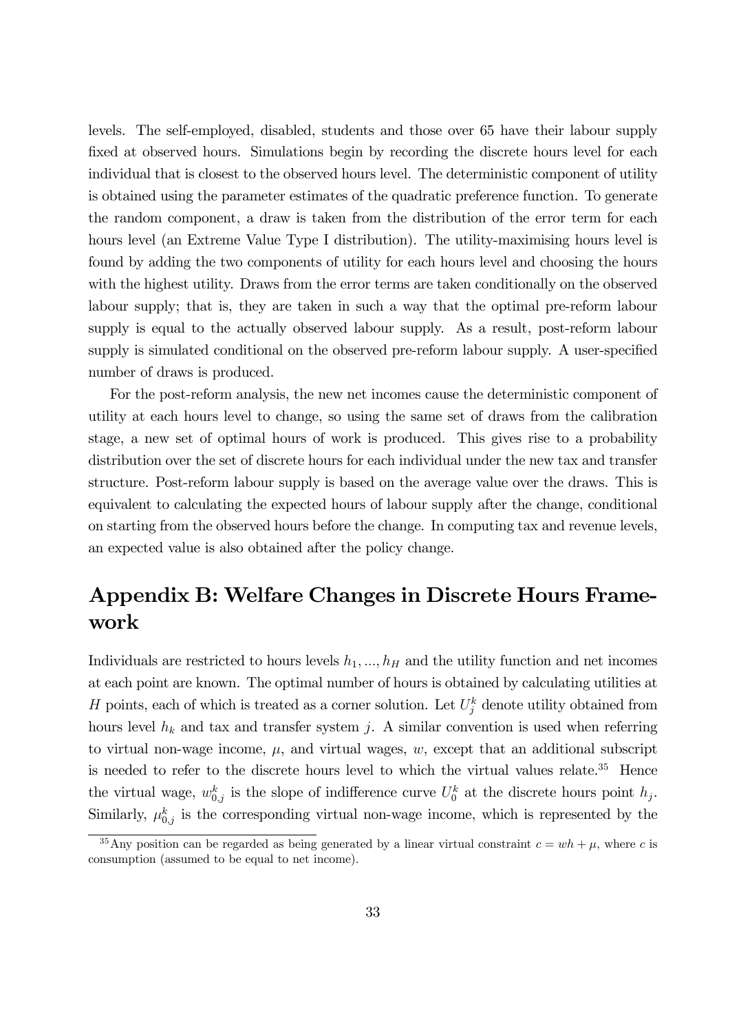levels. The self-employed, disabled, students and those over 65 have their labour supply fixed at observed hours. Simulations begin by recording the discrete hours level for each individual that is closest to the observed hours level. The deterministic component of utility is obtained using the parameter estimates of the quadratic preference function. To generate the random component, a draw is taken from the distribution of the error term for each hours level (an Extreme Value Type I distribution). The utility-maximising hours level is found by adding the two components of utility for each hours level and choosing the hours with the highest utility. Draws from the error terms are taken conditionally on the observed labour supply; that is, they are taken in such a way that the optimal pre-reform labour supply is equal to the actually observed labour supply. As a result, post-reform labour supply is simulated conditional on the observed pre-reform labour supply. A user-specified number of draws is produced.

For the post-reform analysis, the new net incomes cause the deterministic component of utility at each hours level to change, so using the same set of draws from the calibration stage, a new set of optimal hours of work is produced. This gives rise to a probability distribution over the set of discrete hours for each individual under the new tax and transfer structure. Post-reform labour supply is based on the average value over the draws. This is equivalent to calculating the expected hours of labour supply after the change, conditional on starting from the observed hours before the change. In computing tax and revenue levels, an expected value is also obtained after the policy change.

# Appendix B: Welfare Changes in Discrete Hours Framework

Individuals are restricted to hours levels $h_1, ..., h_H$ and the utility function and net incomes at each point are known. The optimal number of hours is obtained by calculating utilities at $H$ points, each of which is treated as a corner solution. Let $U_j^k$ denote utility obtained from hours level $h_k$ and tax and transfer system $j$. A similar convention is used when referring to virtual non-wage income, $\mu$, and virtual wages, $w$, except that an additional subscript is needed to refer to the discrete hours level to which the virtual values relate.[35] Hence the virtual wage, $w_{0,j}^k$ is the slope of indifference curve $U_0^k$ at the discrete hours point $h_j$. Similarly, $\mu_{0,j}^k$ is the corresponding virtual non-wage income, which is represented by the

[35] Any position can be regarded as being generated by a linear virtual constraint $c = wh + \mu$, where $c$ is consumption (assumed to be equal to net income).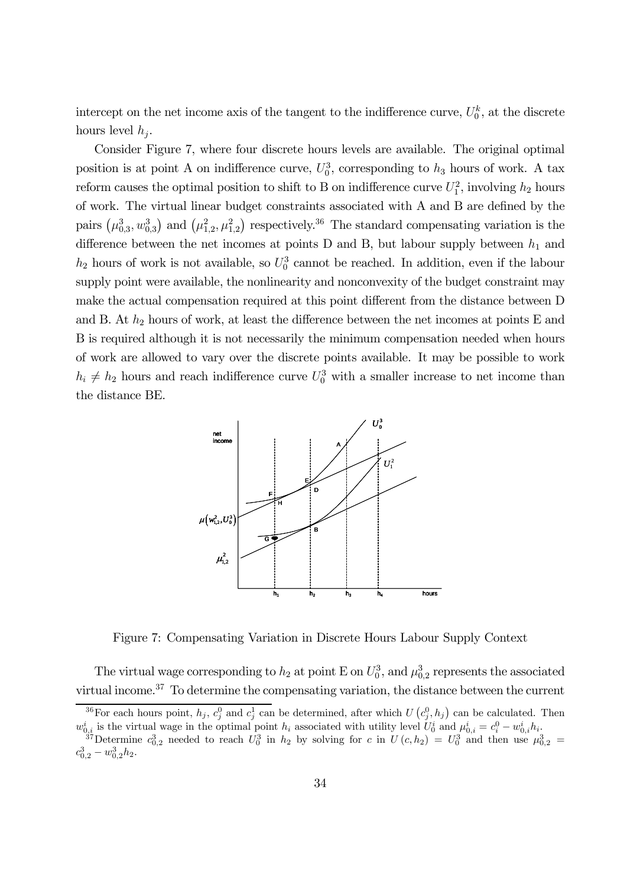intercept on the net income axis of the tangent to the indifference curve, $U_0^k$, at the discrete hours level $h_j$.

Consider Figure 7, where four discrete hours levels are available. The original optimal position is at point A on indifference curve, $U_0^3$, corresponding to $h_3$ hours of work. A tax reform causes the optimal position to shift to B on indifference curve $U_1^2$, involving $h_2$ hours of work. The virtual linear budget constraints associated with A and B are defined by the pairs $\left(\mu_{0,3}^3, w_{0,3}^3\right)$ and $\left(\mu_{1,2}^2, \mu_{1,2}^2\right)$ respectively.[36] The standard compensating variation is the difference between the net incomes at points D and B, but labour supply between $h_1$ and $h_2$ hours of work is not available, so $U_0^3$ cannot be reached. In addition, even if the labour supply point were available, the nonlinearity and nonconvexity of the budget constraint may make the actual compensation required at this point different from the distance between D and B. At $h_2$ hours of work, at least the difference between the net incomes at points E and B is required although it is not necessarily the minimum compensation needed when hours of work are allowed to vary over the discrete points available. It may be possible to work $h_i \neq h_2$ hours and reach indifference curve $U_0^3$ with a smaller increase to net income than the distance BE.

Figure 7: Compensating Variation in Discrete Hours Labour Supply Context

The virtual wage corresponding to $h_2$ at point E on $U_0^3$, and $\mu_{0,2}^3$ represents the associated virtual income.[37] To determine the compensating variation, the distance between the current

[36] For each hours point, $h_j$, $c_j^0$ and $c_j^1$ can be determined, after which $U\left(c_j^0, h_j\right)$ can be calculated. Then $w_{0,i}^i$ is the virtual wage in the optimal point $h_i$ associated with utility level $U_0^i$ and $\mu_{0,i}^i = c_i^0 - w_{0,i}^i h_i$.

[37] Determine $c_{0,2}^3$ needed to reach $U_0^3$ in $h_2$ by solving for $c$ in $U\left(c, h_2\right) = U_0^3$ and then use $\mu_{0,2}^3 = c_{0,2}^3 - w_{0,2}^3 h_2$.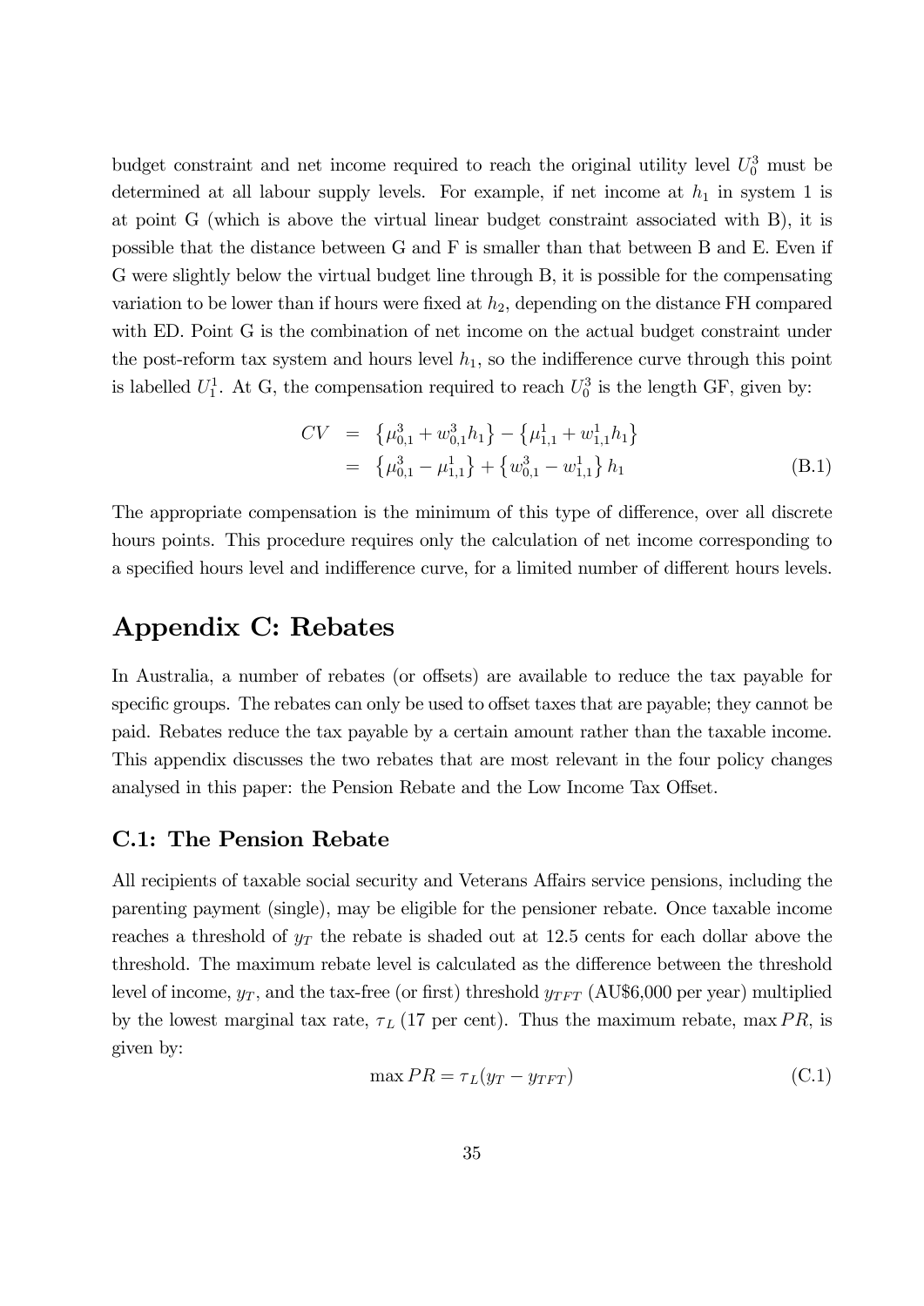budget constraint and net income required to reach the original utility level $U_0^3$ must be determined at all labour supply levels. For example, if net income at $h_1$ in system 1 is at point G (which is above the virtual linear budget constraint associated with B), it is possible that the distance between G and F is smaller than that between B and E. Even if G were slightly below the virtual budget line through B, it is possible for the compensating variation to be lower than if hours were fixed at $h_2$, depending on the distance FH compared with ED. Point G is the combination of net income on the actual budget constraint under the post-reform tax system and hours level $h_1$, so the indifference curve through this point is labelled $U_1^1$. At G, the compensation required to reach $U_0^3$ is the length GF, given by:

$$
\begin{aligned}
CV &= \left\{\mu_{0,1}^3 + w_{0,1}^3 h_1\right\} - \left\{\mu_{1,1}^1 + w_{1,1}^1 h_1\right\} \\
&= \left\{\mu_{0,1}^3 - \mu_{1,1}^1\right\} + \left\{w_{0,1}^3 - w_{1,1}^1\right\} h_1 \qquad \text{(B.1)}
\end{aligned}
$$

The appropriate compensation is the minimum of this type of difference, over all discrete hours points. This procedure requires only the calculation of net income corresponding to a specified hours level and indifference curve, for a limited number of different hours levels.

# Appendix C: Rebates

In Australia, a number of rebates (or offsets) are available to reduce the tax payable for specific groups. The rebates can only be used to offset taxes that are payable; they cannot be paid. Rebates reduce the tax payable by a certain amount rather than the taxable income. This appendix discusses the two rebates that are most relevant in the four policy changes analysed in this paper: the Pension Rebate and the Low Income Tax Offset.

## C.1: The Pension Rebate

All recipients of taxable social security and Veterans Affairs service pensions, including the parenting payment (single), may be eligible for the pensioner rebate. Once taxable income reaches a threshold of $y_T$ the rebate is shaded out at 12.5 cents for each dollar above the threshold. The maximum rebate level is calculated as the difference between the threshold level of income, $y_T$, and the tax-free (or first) threshold $y_{TFT}$ (AU\$6,000 per year) multiplied by the lowest marginal tax rate, $\tau_L$ (17 per cent). Thus the maximum rebate, $\max PR$, is given by:

$$
\max PR = \tau_L (y_T - y_{TFT}) \qquad \text{(C.1)}
$$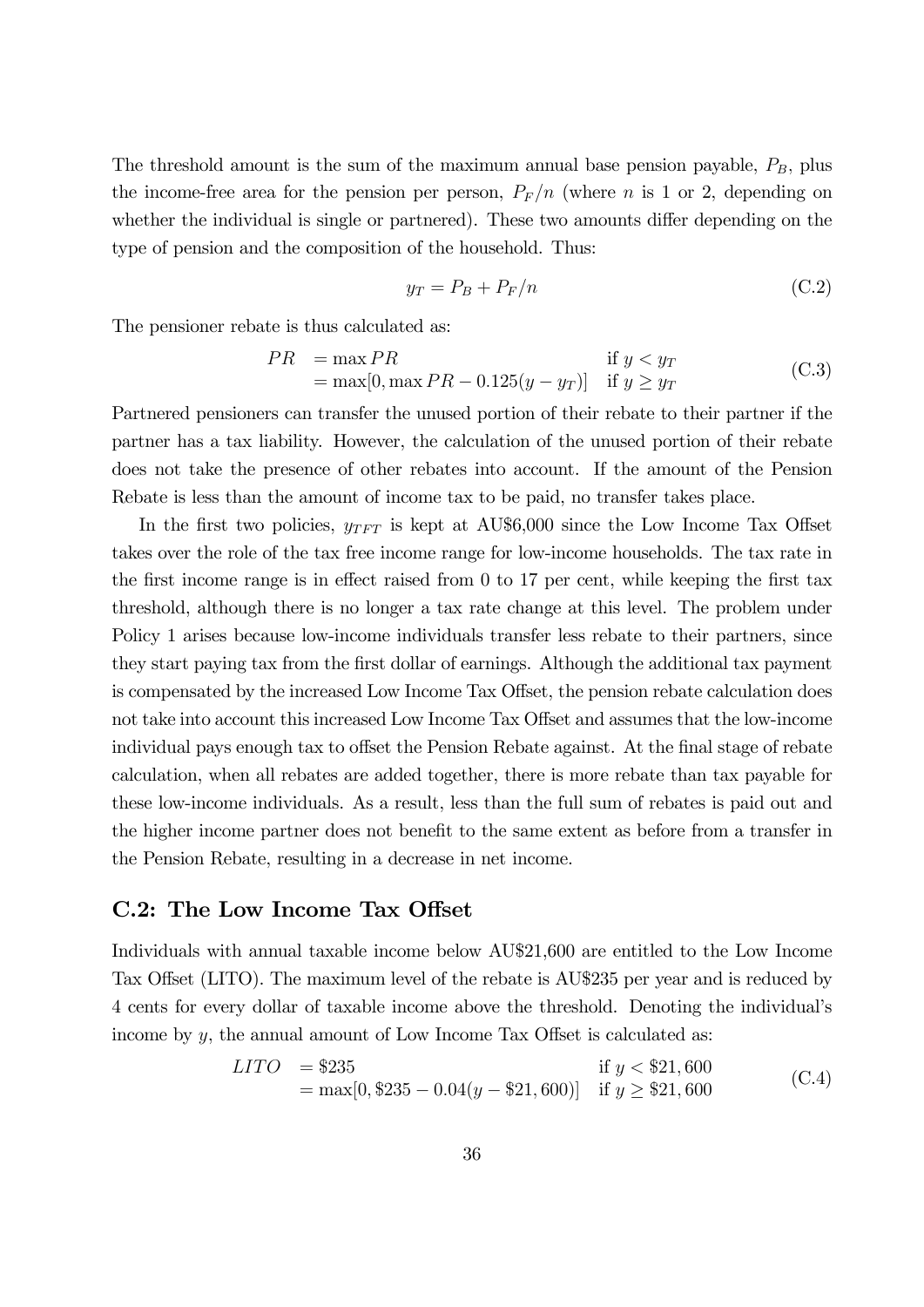The threshold amount is the sum of the maximum annual base pension payable, $P_B$, plus the income-free area for the pension per person, $P_F/n$ (where $n$ is 1 or 2, depending on whether the individual is single or partnered). These two amounts differ depending on the type of pension and the composition of the household. Thus:

$$y_T = P_B + P_F/n \tag{C.2}$$

The pensioner rebate is thus calculated as:

$$\begin{aligned} PR &= \max PR & \text{if } y < y_T \\ &= \max[0, \max PR - 0.125(y - y_T)] & \text{if } y \geq y_T \end{aligned} \tag{C.3}$$

Partnered pensioners can transfer the unused portion of their rebate to their partner if the partner has a tax liability. However, the calculation of the unused portion of their rebate does not take the presence of other rebates into account. If the amount of the Pension Rebate is less than the amount of income tax to be paid, no transfer takes place.

In the first two policies, $y_{TFT}$ is kept at AU$6,000 since the Low Income Tax Offset takes over the role of the tax free income range for low-income households. The tax rate in the first income range is in effect raised from 0 to 17 per cent, while keeping the first tax threshold, although there is no longer a tax rate change at this level. The problem under Policy 1 arises because low-income individuals transfer less rebate to their partners, since they start paying tax from the first dollar of earnings. Although the additional tax payment is compensated by the increased Low Income Tax Offset, the pension rebate calculation does not take into account this increased Low Income Tax Offset and assumes that the low-income individual pays enough tax to offset the Pension Rebate against. At the final stage of rebate calculation, when all rebates are added together, there is more rebate than tax payable for these low-income individuals. As a result, less than the full sum of rebates is paid out and the higher income partner does not benefit to the same extent as before from a transfer in the Pension Rebate, resulting in a decrease in net income.

## C.2: The Low Income Tax Offset

Individuals with annual taxable income below AU$21,600 are entitled to the Low Income Tax Offset (LITO). The maximum level of the rebate is AU$235 per year and is reduced by 4 cents for every dollar of taxable income above the threshold. Denoting the individual's income by $y$, the annual amount of Low Income Tax Offset is calculated as:

$$\begin{aligned} LITO &= \$235 & \text{if } y < \$21,600 \\ &= \max[0, \$235 - 0.04(y - \$21,600)] & \text{if } y \geq \$21,600 \end{aligned} \tag{C.4}$$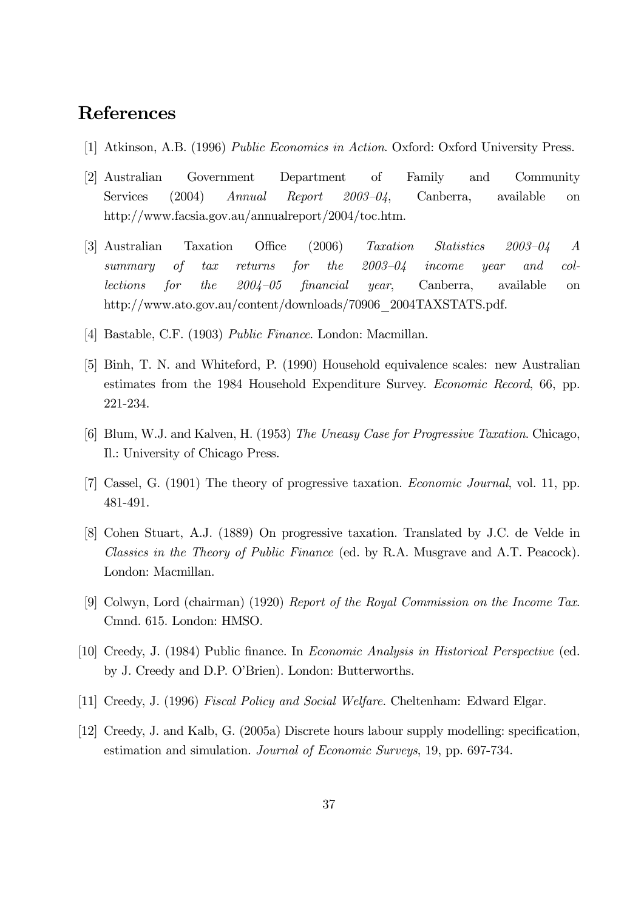# References

[1] Atkinson, A.B. (1996) *Public Economics in Action*. Oxford: Oxford University Press.

[2] Australian Government Department of Family and Community Services (2004) *Annual Report 2003–04*, Canberra, available on http://www.facsia.gov.au/annualreport/2004/toc.htm.

[3] Australian Taxation Office (2006) *Taxation Statistics 2003–04 A summary of tax returns for the 2003–04 income year and collections for the 2004–05 financial year*, Canberra, available on http://www.ato.gov.au/content/downloads/70906_2004TAXSTATS.pdf.

[4] Bastable, C.F. (1903) *Public Finance*. London: Macmillan.

[5] Binh, T. N. and Whiteford, P. (1990) Household equivalence scales: new Australian estimates from the 1984 Household Expenditure Survey. *Economic Record*, 66, pp. 221-234.

[6] Blum, W.J. and Kalven, H. (1953) *The Uneasy Case for Progressive Taxation*. Chicago, Il.: University of Chicago Press.

[7] Cassel, G. (1901) The theory of progressive taxation. *Economic Journal*, vol. 11, pp. 481-491.

[8] Cohen Stuart, A.J. (1889) On progressive taxation. Translated by J.C. de Velde in *Classics in the Theory of Public Finance* (ed. by R.A. Musgrave and A.T. Peacock). London: Macmillan.

[9] Colwyn, Lord (chairman) (1920) *Report of the Royal Commission on the Income Tax*. Cmnd. 615. London: HMSO.

[10] Creedy, J. (1984) Public finance. In *Economic Analysis in Historical Perspective* (ed. by J. Creedy and D.P. O'Brien). London: Butterworths.

[11] Creedy, J. (1996) *Fiscal Policy and Social Welfare.* Cheltenham: Edward Elgar.

[12] Creedy, J. and Kalb, G. (2005a) Discrete hours labour supply modelling: specification, estimation and simulation. *Journal of Economic Surveys*, 19, pp. 697-734.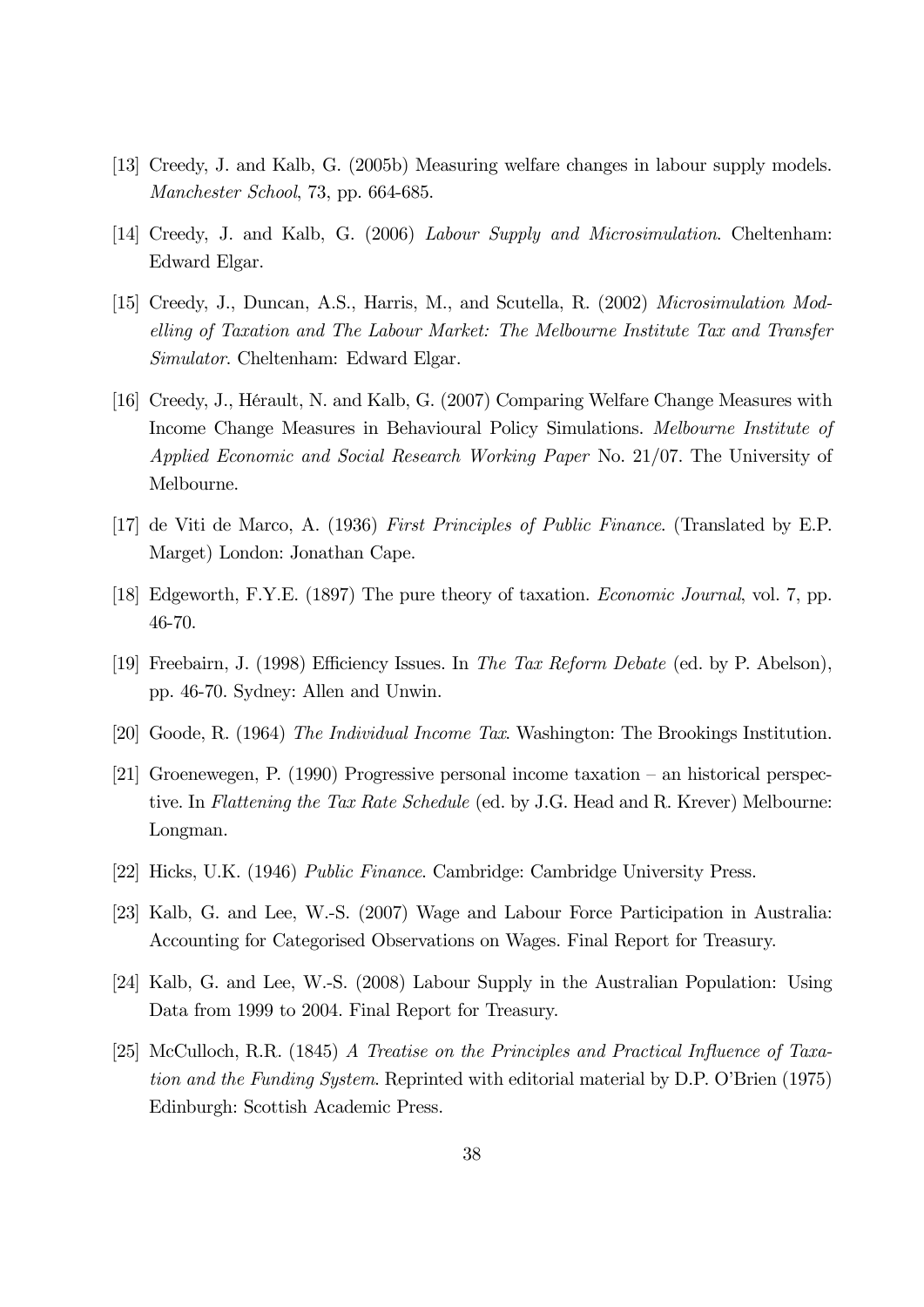[13] Creedy, J. and Kalb, G. (2005b) Measuring welfare changes in labour supply models. *Manchester School*, 73, pp. 664-685.

[14] Creedy, J. and Kalb, G. (2006) *Labour Supply and Microsimulation*. Cheltenham: Edward Elgar.

[15] Creedy, J., Duncan, A.S., Harris, M., and Scutella, R. (2002) *Microsimulation Modelling of Taxation and The Labour Market: The Melbourne Institute Tax and Transfer Simulator*. Cheltenham: Edward Elgar.

[16] Creedy, J., Hérault, N. and Kalb, G. (2007) Comparing Welfare Change Measures with Income Change Measures in Behavioural Policy Simulations. *Melbourne Institute of Applied Economic and Social Research Working Paper* No. 21/07. The University of Melbourne.

[17] de Viti de Marco, A. (1936) *First Principles of Public Finance*. (Translated by E.P. Marget) London: Jonathan Cape.

[18] Edgeworth, F.Y.E. (1897) The pure theory of taxation. *Economic Journal*, vol. 7, pp. 46-70.

[19] Freebairn, J. (1998) Efficiency Issues. In *The Tax Reform Debate* (ed. by P. Abelson), pp. 46-70. Sydney: Allen and Unwin.

[20] Goode, R. (1964) *The Individual Income Tax*. Washington: The Brookings Institution.

[21] Groenewegen, P. (1990) Progressive personal income taxation – an historical perspective. In *Flattening the Tax Rate Schedule* (ed. by J.G. Head and R. Krever) Melbourne: Longman.

[22] Hicks, U.K. (1946) *Public Finance*. Cambridge: Cambridge University Press.

[23] Kalb, G. and Lee, W.-S. (2007) Wage and Labour Force Participation in Australia: Accounting for Categorised Observations on Wages. Final Report for Treasury.

[24] Kalb, G. and Lee, W.-S. (2008) Labour Supply in the Australian Population: Using Data from 1999 to 2004. Final Report for Treasury.

[25] McCulloch, R.R. (1845) *A Treatise on the Principles and Practical Influence of Taxation and the Funding System*. Reprinted with editorial material by D.P. O'Brien (1975) Edinburgh: Scottish Academic Press.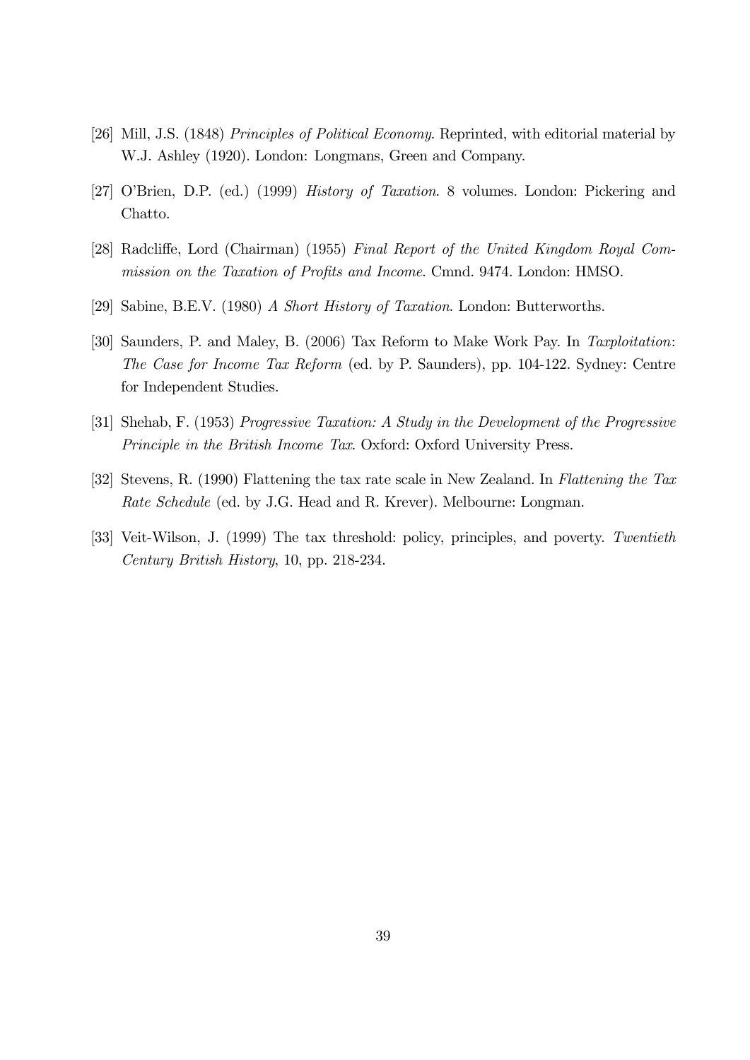[26] Mill, J.S. (1848) *Principles of Political Economy*. Reprinted, with editorial material by W.J. Ashley (1920). London: Longmans, Green and Company.

[27] O'Brien, D.P. (ed.) (1999) *History of Taxation*. 8 volumes. London: Pickering and Chatto.

[28] Radcliffe, Lord (Chairman) (1955) *Final Report of the United Kingdom Royal Commission on the Taxation of Profits and Income*. Cmnd. 9474. London: HMSO.

[29] Sabine, B.E.V. (1980) *A Short History of Taxation*. London: Butterworths.

[30] Saunders, P. and Maley, B. (2006) Tax Reform to Make Work Pay. In *Taxploitation: The Case for Income Tax Reform* (ed. by P. Saunders), pp. 104-122. Sydney: Centre for Independent Studies.

[31] Shehab, F. (1953) *Progressive Taxation: A Study in the Development of the Progressive Principle in the British Income Tax*. Oxford: Oxford University Press.

[32] Stevens, R. (1990) Flattening the tax rate scale in New Zealand. In *Flattening the Tax Rate Schedule* (ed. by J.G. Head and R. Krever). Melbourne: Longman.

[33] Veit-Wilson, J. (1999) The tax threshold: policy, principles, and poverty. *Twentieth Century British History*, 10, pp. 218-234.